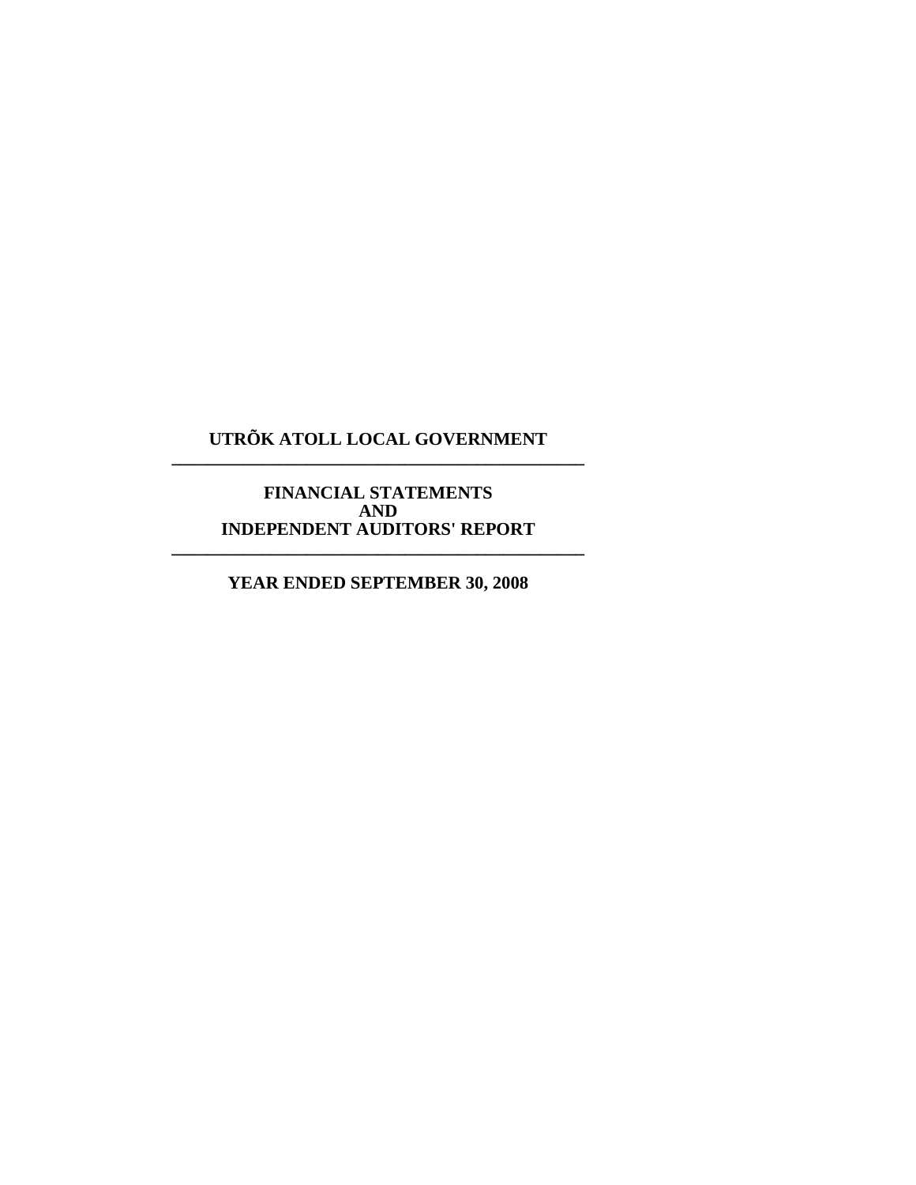# UTRÕK ATOLL LOCAL GOVERNMENT

---

## FINANCIAL STATEMENTS
## AND
## INDEPENDENT AUDITORS' REPORT

---

### YEAR ENDED SEPTEMBER 30, 2008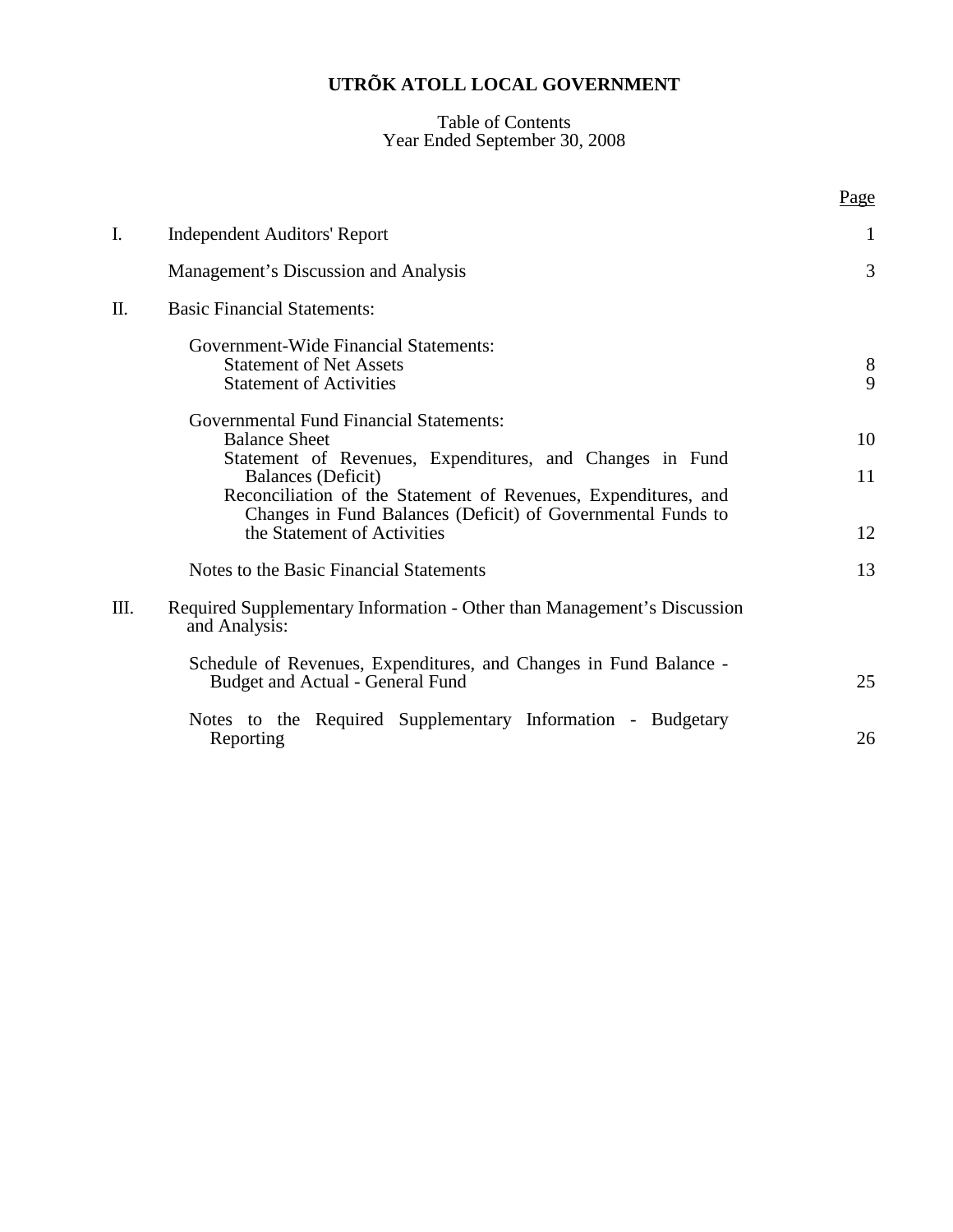# UTRÕK ATOLL LOCAL GOVERNMENT

Table of Contents
Year Ended September 30, 2008

| | | Page |
|---|---|---|
| I. | Independent Auditors' Report | 1 |
| | Management's Discussion and Analysis | 3 |
| II. | Basic Financial Statements: | |
| | Government-Wide Financial Statements: | |
| | Statement of Net Assets | 8 |
| | Statement of Activities | 9 |
| | Governmental Fund Financial Statements: | |
| | Balance Sheet | 10 |
| | Statement of Revenues, Expenditures, and Changes in Fund Balances (Deficit) | 11 |
| | Reconciliation of the Statement of Revenues, Expenditures, and Changes in Fund Balances (Deficit) of Governmental Funds to the Statement of Activities | 12 |
| | Notes to the Basic Financial Statements | 13 |
| III. | Required Supplementary Information - Other than Management's Discussion and Analysis: | |
| | Schedule of Revenues, Expenditures, and Changes in Fund Balance - Budget and Actual - General Fund | 25 |
| | Notes to the Required Supplementary Information - Budgetary Reporting | 26 |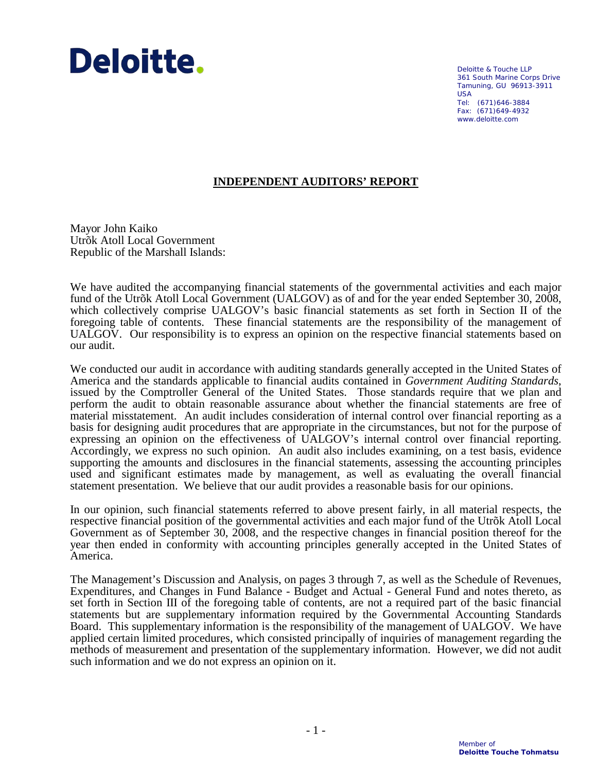**Deloitte.**

Deloitte & Touche LLP
361 South Marine Corps Drive
Tamuning, GU 96913-3911
USA
Tel: (671)646-3884
Fax: (671)649-4932
www.deloitte.com

## INDEPENDENT AUDITORS' REPORT

Mayor John Kaiko
Utrõk Atoll Local Government
Republic of the Marshall Islands:

We have audited the accompanying financial statements of the governmental activities and each major fund of the Utrõk Atoll Local Government (UALGOV) as of and for the year ended September 30, 2008, which collectively comprise UALGOV's basic financial statements as set forth in Section II of the foregoing table of contents. These financial statements are the responsibility of the management of UALGOV. Our responsibility is to express an opinion on the respective financial statements based on our audit.

We conducted our audit in accordance with auditing standards generally accepted in the United States of America and the standards applicable to financial audits contained in *Government Auditing Standards*, issued by the Comptroller General of the United States. Those standards require that we plan and perform the audit to obtain reasonable assurance about whether the financial statements are free of material misstatement. An audit includes consideration of internal control over financial reporting as a basis for designing audit procedures that are appropriate in the circumstances, but not for the purpose of expressing an opinion on the effectiveness of UALGOV's internal control over financial reporting. Accordingly, we express no such opinion. An audit also includes examining, on a test basis, evidence supporting the amounts and disclosures in the financial statements, assessing the accounting principles used and significant estimates made by management, as well as evaluating the overall financial statement presentation. We believe that our audit provides a reasonable basis for our opinions.

In our opinion, such financial statements referred to above present fairly, in all material respects, the respective financial position of the governmental activities and each major fund of the Utrõk Atoll Local Government as of September 30, 2008, and the respective changes in financial position thereof for the year then ended in conformity with accounting principles generally accepted in the United States of America.

The Management's Discussion and Analysis, on pages 3 through 7, as well as the Schedule of Revenues, Expenditures, and Changes in Fund Balance - Budget and Actual - General Fund and notes thereto, as set forth in Section III of the foregoing table of contents, are not a required part of the basic financial statements but are supplementary information required by the Governmental Accounting Standards Board. This supplementary information is the responsibility of the management of UALGOV. We have applied certain limited procedures, which consisted principally of inquiries of management regarding the methods of measurement and presentation of the supplementary information. However, we did not audit such information and we do not express an opinion on it.

Member of
**Deloitte Touche Tohmatsu**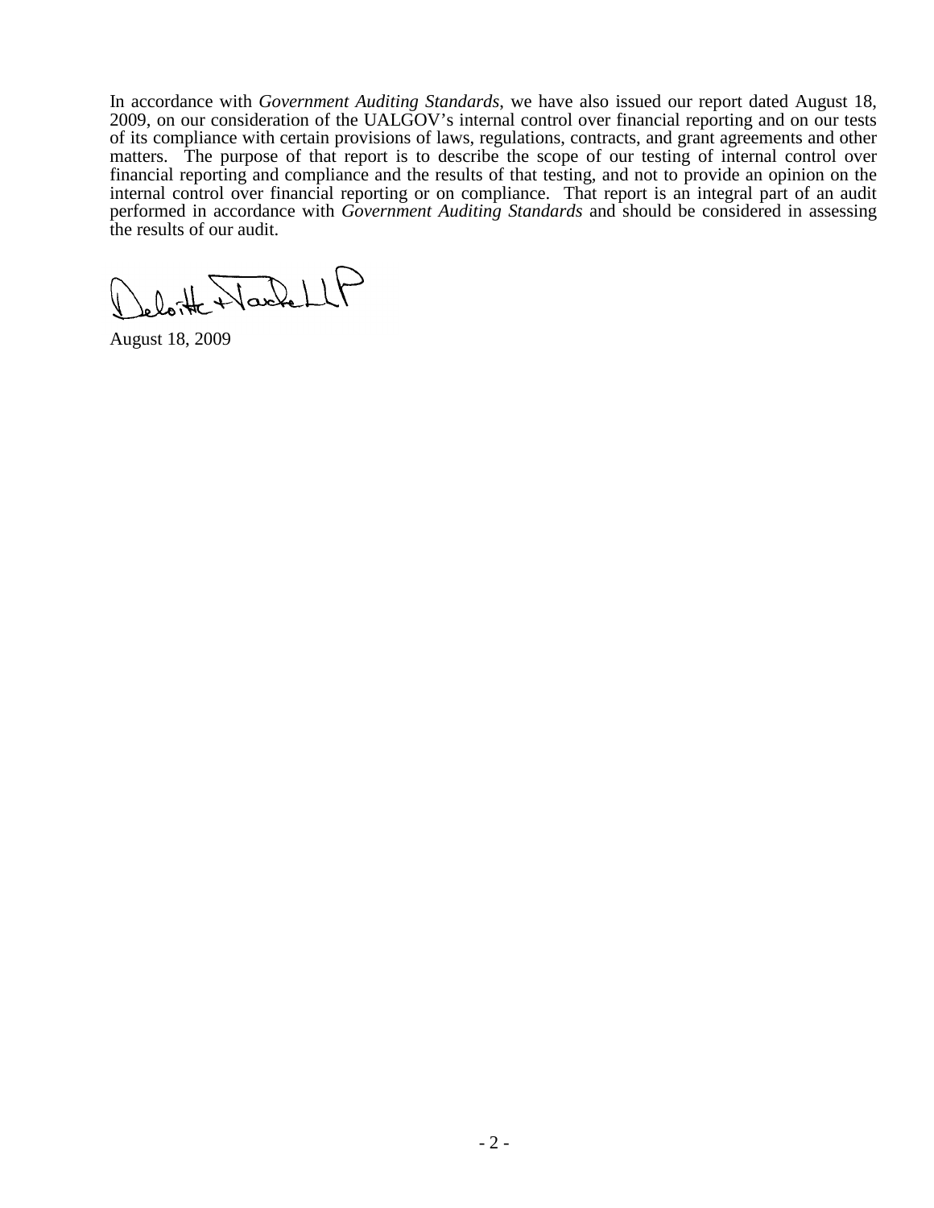In accordance with *Government Auditing Standards*, we have also issued our report dated August 18, 2009, on our consideration of the UALGOV's internal control over financial reporting and on our tests of its compliance with certain provisions of laws, regulations, contracts, and grant agreements and other matters. The purpose of that report is to describe the scope of our testing of internal control over financial reporting and compliance and the results of that testing, and not to provide an opinion on the internal control over financial reporting or on compliance. That report is an integral part of an audit performed in accordance with *Government Auditing Standards* and should be considered in assessing the results of our audit.

Deloitte & Touche LLP

August 18, 2009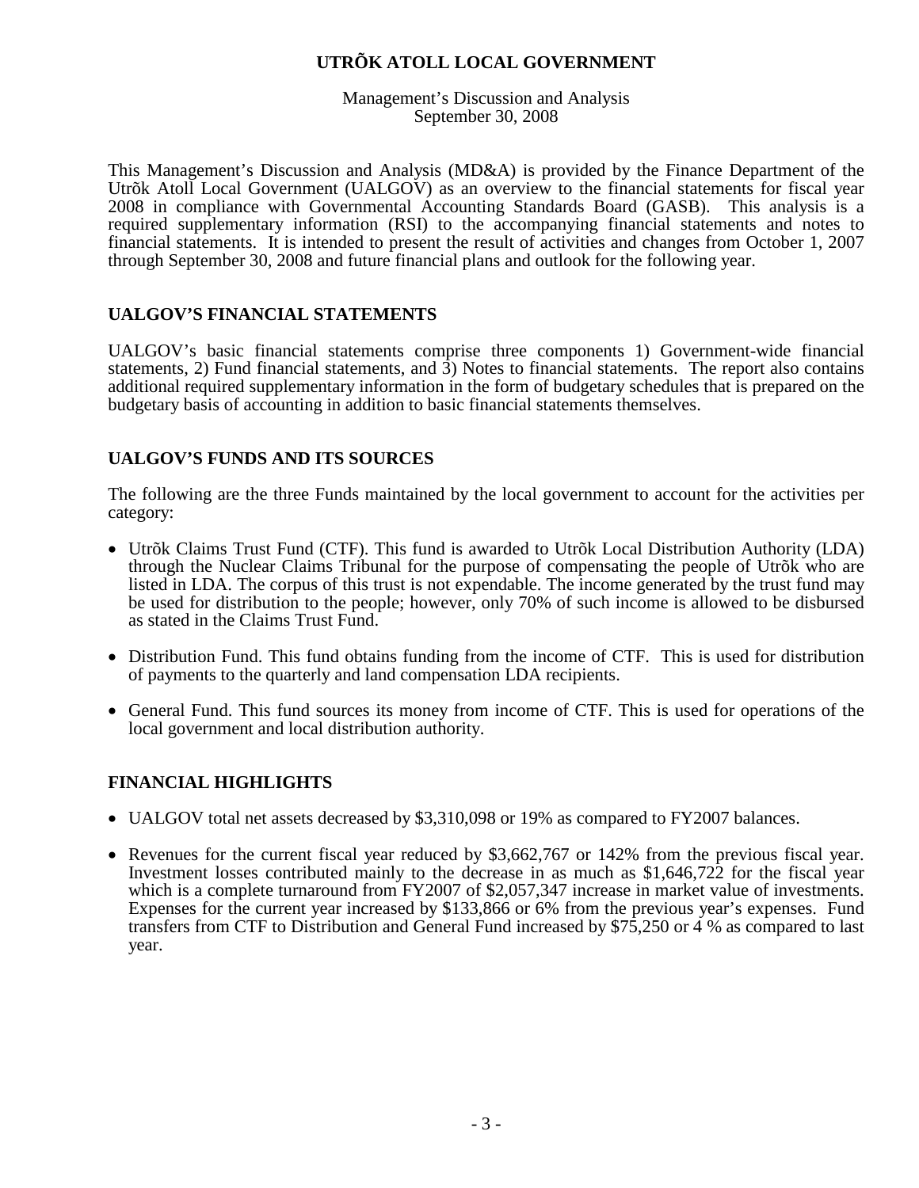# UTRÕK ATOLL LOCAL GOVERNMENT

Management's Discussion and Analysis
September 30, 2008

This Management's Discussion and Analysis (MD&A) is provided by the Finance Department of the Utrõk Atoll Local Government (UALGOV) as an overview to the financial statements for fiscal year 2008 in compliance with Governmental Accounting Standards Board (GASB). This analysis is a required supplementary information (RSI) to the accompanying financial statements and notes to financial statements. It is intended to present the result of activities and changes from October 1, 2007 through September 30, 2008 and future financial plans and outlook for the following year.

## UALGOV'S FINANCIAL STATEMENTS

UALGOV's basic financial statements comprise three components 1) Government-wide financial statements, 2) Fund financial statements, and 3) Notes to financial statements. The report also contains additional required supplementary information in the form of budgetary schedules that is prepared on the budgetary basis of accounting in addition to basic financial statements themselves.

## UALGOV'S FUNDS AND ITS SOURCES

The following are the three Funds maintained by the local government to account for the activities per category:

- Utrõk Claims Trust Fund (CTF). This fund is awarded to Utrõk Local Distribution Authority (LDA) through the Nuclear Claims Tribunal for the purpose of compensating the people of Utrõk who are listed in LDA. The corpus of this trust is not expendable. The income generated by the trust fund may be used for distribution to the people; however, only 70% of such income is allowed to be disbursed as stated in the Claims Trust Fund.
- Distribution Fund. This fund obtains funding from the income of CTF. This is used for distribution of payments to the quarterly and land compensation LDA recipients.
- General Fund. This fund sources its money from income of CTF. This is used for operations of the local government and local distribution authority.

## FINANCIAL HIGHLIGHTS

- UALGOV total net assets decreased by $3,310,098 or 19% as compared to FY2007 balances.
- Revenues for the current fiscal year reduced by $3,662,767 or 142% from the previous fiscal year. Investment losses contributed mainly to the decrease in as much as $1,646,722 for the fiscal year which is a complete turnaround from FY2007 of $2,057,347 increase in market value of investments. Expenses for the current year increased by $133,866 or 6% from the previous year's expenses. Fund transfers from CTF to Distribution and General Fund increased by $75,250 or 4 % as compared to last year.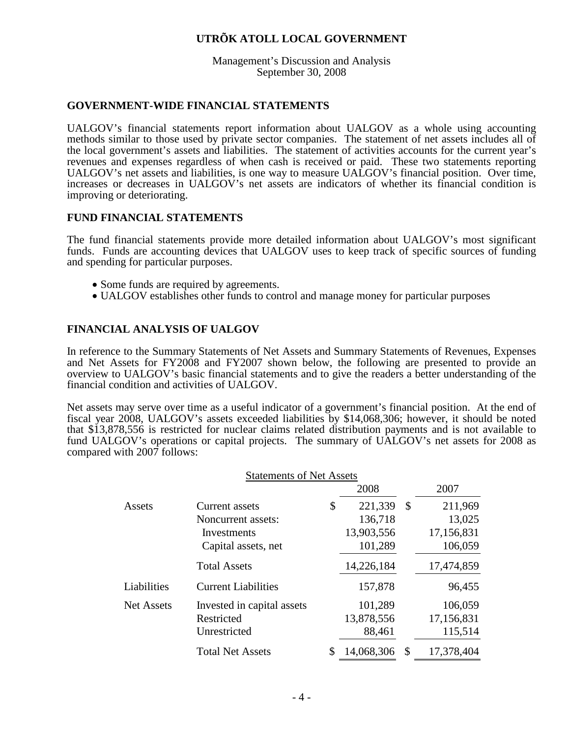# UTRÕK ATOLL LOCAL GOVERNMENT

Management's Discussion and Analysis
September 30, 2008

## GOVERNMENT-WIDE FINANCIAL STATEMENTS

UALGOV's financial statements report information about UALGOV as a whole using accounting methods similar to those used by private sector companies. The statement of net assets includes all of the local government's assets and liabilities. The statement of activities accounts for the current year's revenues and expenses regardless of when cash is received or paid. These two statements reporting UALGOV's net assets and liabilities, is one way to measure UALGOV's financial position. Over time, increases or decreases in UALGOV's net assets are indicators of whether its financial condition is improving or deteriorating.

## FUND FINANCIAL STATEMENTS

The fund financial statements provide more detailed information about UALGOV's most significant funds. Funds are accounting devices that UALGOV uses to keep track of specific sources of funding and spending for particular purposes.

- Some funds are required by agreements.
- UALGOV establishes other funds to control and manage money for particular purposes

## FINANCIAL ANALYSIS OF UALGOV

In reference to the Summary Statements of Net Assets and Summary Statements of Revenues, Expenses and Net Assets for FY2008 and FY2007 shown below, the following are presented to provide an overview to UALGOV's basic financial statements and to give the readers a better understanding of the financial condition and activities of UALGOV.

Net assets may serve over time as a useful indicator of a government's financial position. At the end of fiscal year 2008, UALGOV's assets exceeded liabilities by $14,068,306; however, it should be noted that $13,878,556 is restricted for nuclear claims related distribution payments and is not available to fund UALGOV's operations or capital projects. The summary of UALGOV's net assets for 2008 as compared with 2007 follows:

Statements of Net Assets

| | | 2008 | 2007 |
|---|---|---|---|
| Assets | Current assets | $ 221,339 | $ 211,969 |
| | Noncurrent assets: | 136,718 | 13,025 |
| | Investments | 13,903,556 | 17,156,831 |
| | Capital assets, net | 101,289 | 106,059 |
| | Total Assets | 14,226,184 | 17,474,859 |
| Liabilities | Current Liabilities | 157,878 | 96,455 |
| Net Assets | Invested in capital assets | 101,289 | 106,059 |
| | Restricted | 13,878,556 | 17,156,831 |
| | Unrestricted | 88,461 | 115,514 |
| | Total Net Assets | $ 14,068,306 | $ 17,378,404 |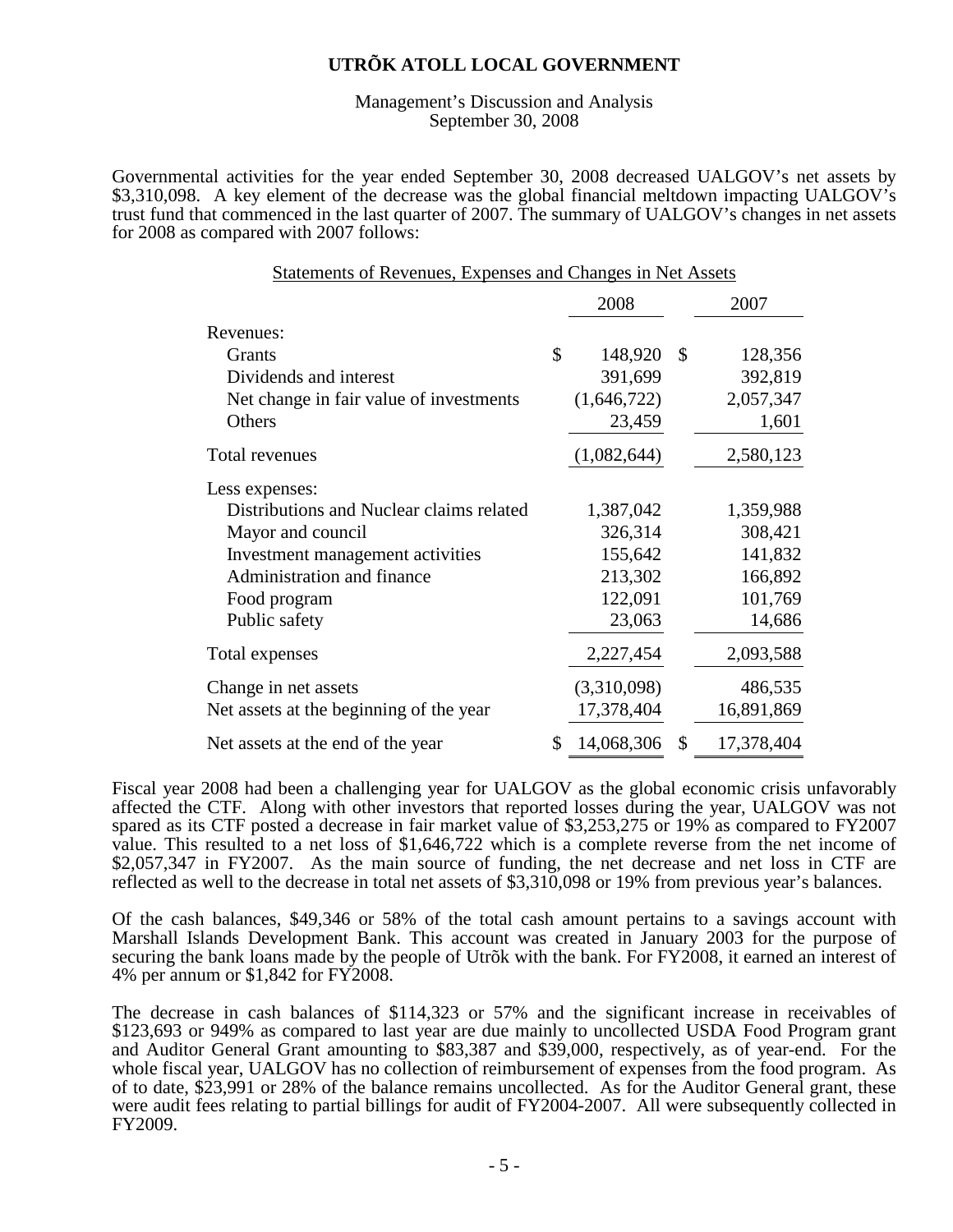# UTRÕK ATOLL LOCAL GOVERNMENT

Management's Discussion and Analysis
September 30, 2008

Governmental activities for the year ended September 30, 2008 decreased UALGOV's net assets by $3,310,098. A key element of the decrease was the global financial meltdown impacting UALGOV's trust fund that commenced in the last quarter of 2007. The summary of UALGOV's changes in net assets for 2008 as compared with 2007 follows:

Statements of Revenues, Expenses and Changes in Net Assets

| | 2008 | 2007 |
|---|---|---|
| Revenues: | | |
| Grants | $ 148,920 | $ 128,356 |
| Dividends and interest | 391,699 | 392,819 |
| Net change in fair value of investments | (1,646,722) | 2,057,347 |
| Others | 23,459 | 1,601 |
| Total revenues | (1,082,644) | 2,580,123 |
| Less expenses: | | |
| Distributions and Nuclear claims related | 1,387,042 | 1,359,988 |
| Mayor and council | 326,314 | 308,421 |
| Investment management activities | 155,642 | 141,832 |
| Administration and finance | 213,302 | 166,892 |
| Food program | 122,091 | 101,769 |
| Public safety | 23,063 | 14,686 |
| Total expenses | 2,227,454 | 2,093,588 |
| Change in net assets | (3,310,098) | 486,535 |
| Net assets at the beginning of the year | 17,378,404 | 16,891,869 |
| Net assets at the end of the year | $ 14,068,306 | $ 17,378,404 |

Fiscal year 2008 had been a challenging year for UALGOV as the global economic crisis unfavorably affected the CTF. Along with other investors that reported losses during the year, UALGOV was not spared as its CTF posted a decrease in fair market value of $3,253,275 or 19% as compared to FY2007 value. This resulted to a net loss of $1,646,722 which is a complete reverse from the net income of $2,057,347 in FY2007. As the main source of funding, the net decrease and net loss in CTF are reflected as well to the decrease in total net assets of $3,310,098 or 19% from previous year's balances.

Of the cash balances, $49,346 or 58% of the total cash amount pertains to a savings account with Marshall Islands Development Bank. This account was created in January 2003 for the purpose of securing the bank loans made by the people of Utrõk with the bank. For FY2008, it earned an interest of 4% per annum or $1,842 for FY2008.

The decrease in cash balances of $114,323 or 57% and the significant increase in receivables of $123,693 or 949% as compared to last year are due mainly to uncollected USDA Food Program grant and Auditor General Grant amounting to $83,387 and $39,000, respectively, as of year-end. For the whole fiscal year, UALGOV has no collection of reimbursement of expenses from the food program. As of to date, $23,991 or 28% of the balance remains uncollected. As for the Auditor General grant, these were audit fees relating to partial billings for audit of FY2004-2007. All were subsequently collected in FY2009.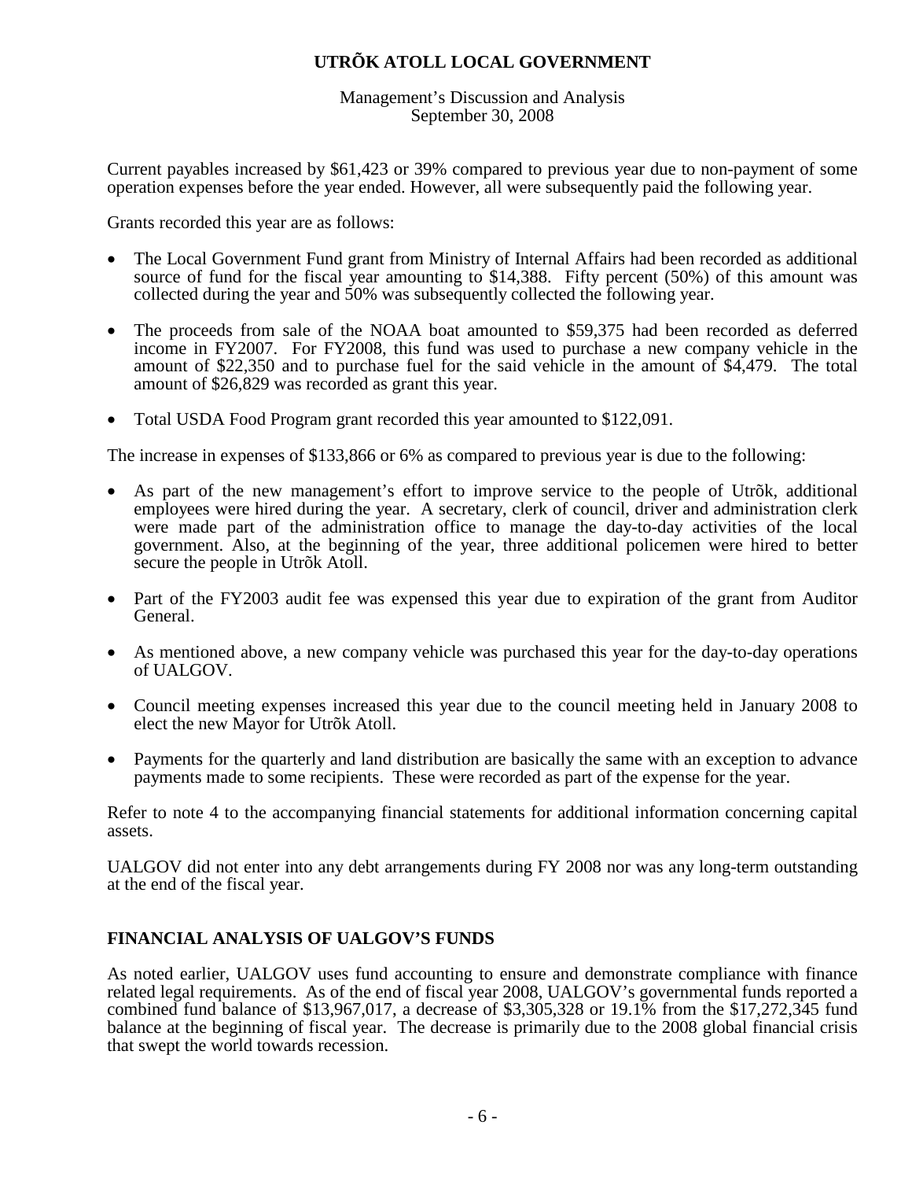Current payables increased by $61,423 or 39% compared to previous year due to non-payment of some operation expenses before the year ended. However, all were subsequently paid the following year.

Grants recorded this year are as follows:

- The Local Government Fund grant from Ministry of Internal Affairs had been recorded as additional source of fund for the fiscal year amounting to $14,388. Fifty percent (50%) of this amount was collected during the year and 50% was subsequently collected the following year.

- The proceeds from sale of the NOAA boat amounted to $59,375 had been recorded as deferred income in FY2007. For FY2008, this fund was used to purchase a new company vehicle in the amount of $22,350 and to purchase fuel for the said vehicle in the amount of $4,479. The total amount of $26,829 was recorded as grant this year.

- Total USDA Food Program grant recorded this year amounted to $122,091.

The increase in expenses of $133,866 or 6% as compared to previous year is due to the following:

- As part of the new management's effort to improve service to the people of Utrõk, additional employees were hired during the year. A secretary, clerk of council, driver and administration clerk were made part of the administration office to manage the day-to-day activities of the local government. Also, at the beginning of the year, three additional policemen were hired to better secure the people in Utrõk Atoll.

- Part of the FY2003 audit fee was expensed this year due to expiration of the grant from Auditor General.

- As mentioned above, a new company vehicle was purchased this year for the day-to-day operations of UALGOV.

- Council meeting expenses increased this year due to the council meeting held in January 2008 to elect the new Mayor for Utrõk Atoll.

- Payments for the quarterly and land distribution are basically the same with an exception to advance payments made to some recipients. These were recorded as part of the expense for the year.

Refer to note 4 to the accompanying financial statements for additional information concerning capital assets.

UALGOV did not enter into any debt arrangements during FY 2008 nor was any long-term outstanding at the end of the fiscal year.

## FINANCIAL ANALYSIS OF UALGOV'S FUNDS

As noted earlier, UALGOV uses fund accounting to ensure and demonstrate compliance with finance related legal requirements. As of the end of fiscal year 2008, UALGOV's governmental funds reported a combined fund balance of $13,967,017, a decrease of $3,305,328 or 19.1% from the $17,272,345 fund balance at the beginning of fiscal year. The decrease is primarily due to the 2008 global financial crisis that swept the world towards recession.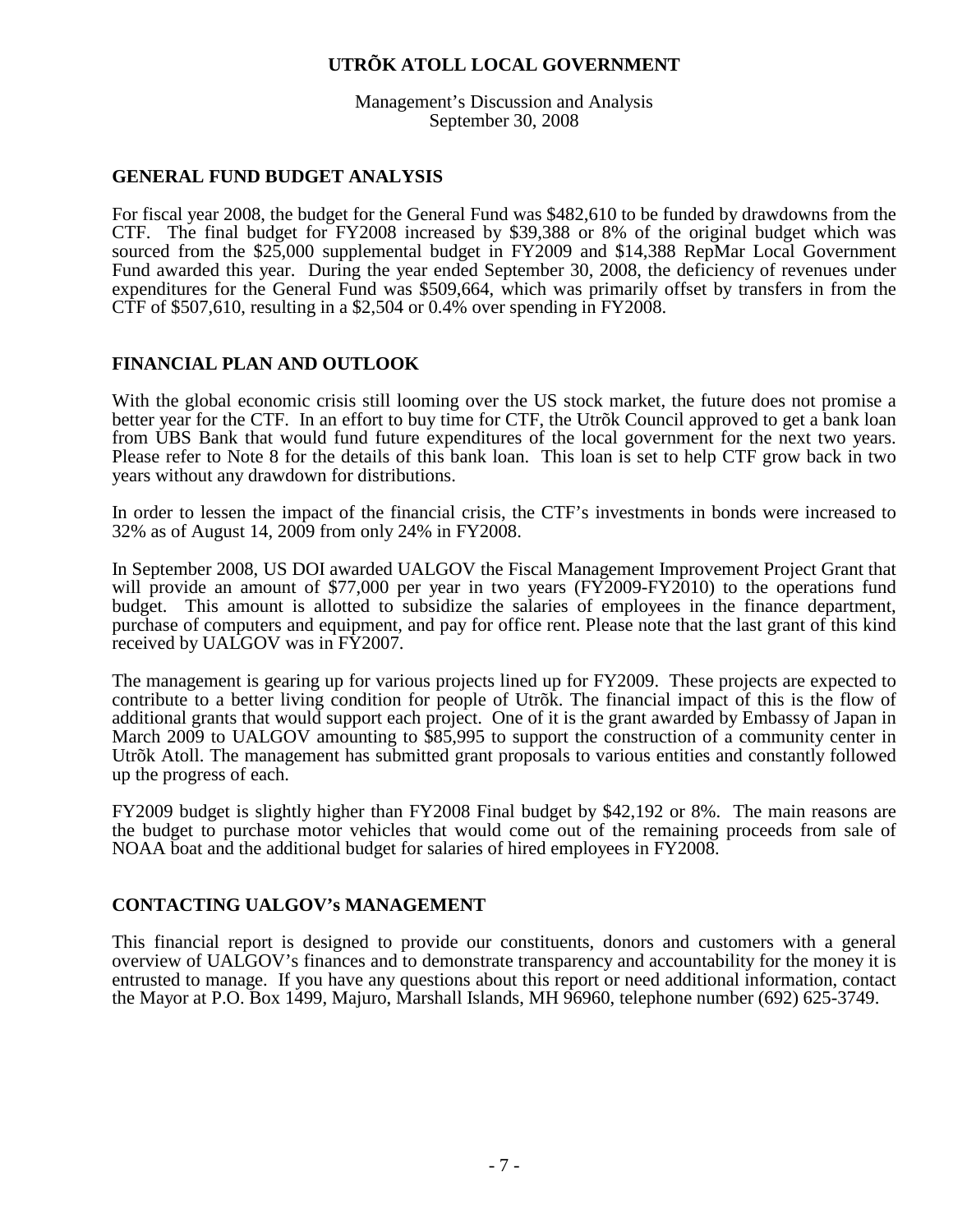# UTRÕK ATOLL LOCAL GOVERNMENT

Management's Discussion and Analysis
September 30, 2008

## GENERAL FUND BUDGET ANALYSIS

For fiscal year 2008, the budget for the General Fund was $482,610 to be funded by drawdowns from the CTF. The final budget for FY2008 increased by $39,388 or 8% of the original budget which was sourced from the $25,000 supplemental budget in FY2009 and $14,388 RepMar Local Government Fund awarded this year. During the year ended September 30, 2008, the deficiency of revenues under expenditures for the General Fund was $509,664, which was primarily offset by transfers in from the CTF of $507,610, resulting in a $2,504 or 0.4% over spending in FY2008.

## FINANCIAL PLAN AND OUTLOOK

With the global economic crisis still looming over the US stock market, the future does not promise a better year for the CTF. In an effort to buy time for CTF, the Utrõk Council approved to get a bank loan from UBS Bank that would fund future expenditures of the local government for the next two years. Please refer to Note 8 for the details of this bank loan. This loan is set to help CTF grow back in two years without any drawdown for distributions.

In order to lessen the impact of the financial crisis, the CTF's investments in bonds were increased to 32% as of August 14, 2009 from only 24% in FY2008.

In September 2008, US DOI awarded UALGOV the Fiscal Management Improvement Project Grant that will provide an amount of $77,000 per year in two years (FY2009-FY2010) to the operations fund budget. This amount is allotted to subsidize the salaries of employees in the finance department, purchase of computers and equipment, and pay for office rent. Please note that the last grant of this kind received by UALGOV was in FY2007.

The management is gearing up for various projects lined up for FY2009. These projects are expected to contribute to a better living condition for people of Utrõk. The financial impact of this is the flow of additional grants that would support each project. One of it is the grant awarded by Embassy of Japan in March 2009 to UALGOV amounting to $85,995 to support the construction of a community center in Utrõk Atoll. The management has submitted grant proposals to various entities and constantly followed up the progress of each.

FY2009 budget is slightly higher than FY2008 Final budget by $42,192 or 8%. The main reasons are the budget to purchase motor vehicles that would come out of the remaining proceeds from sale of NOAA boat and the additional budget for salaries of hired employees in FY2008.

## CONTACTING UALGOV's MANAGEMENT

This financial report is designed to provide our constituents, donors and customers with a general overview of UALGOV's finances and to demonstrate transparency and accountability for the money it is entrusted to manage. If you have any questions about this report or need additional information, contact the Mayor at P.O. Box 1499, Majuro, Marshall Islands, MH 96960, telephone number (692) 625-3749.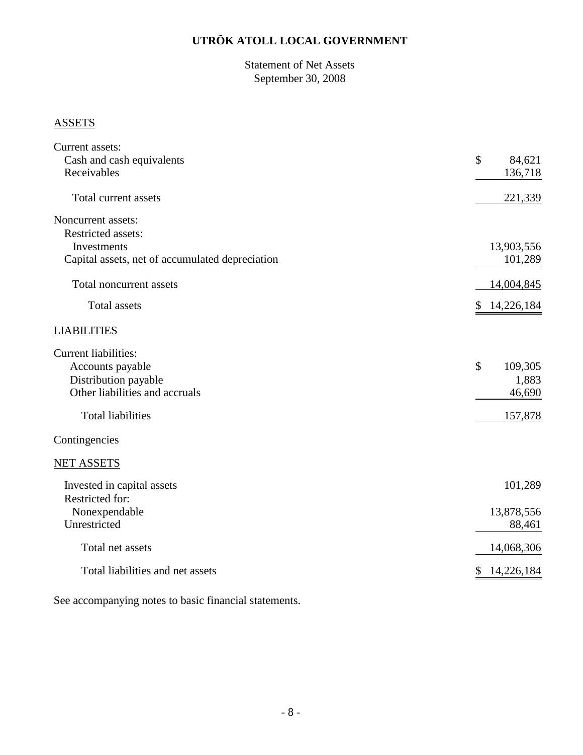# UTRÕK ATOLL LOCAL GOVERNMENT

Statement of Net Assets
September 30, 2008

## ASSETS

| | |
|---|---|
| Current assets: | |
| Cash and cash equivalents | $ 84,621 |
| Receivables | 136,718 |
| Total current assets | 221,339 |
| Noncurrent assets: | |
| Restricted assets: | |
| Investments | 13,903,556 |
| Capital assets, net of accumulated depreciation | 101,289 |
| Total noncurrent assets | 14,004,845 |
| Total assets | $ 14,226,184 |

## LIABILITIES

| | |
|---|---|
| Current liabilities: | |
| Accounts payable | $ 109,305 |
| Distribution payable | 1,883 |
| Other liabilities and accruals | 46,690 |
| Total liabilities | 157,878 |
| Contingencies | |

## NET ASSETS

| | |
|---|---|
| Invested in capital assets | 101,289 |
| Restricted for: | |
| Nonexpendable | 13,878,556 |
| Unrestricted | 88,461 |
| Total net assets | 14,068,306 |
| Total liabilities and net assets | $ 14,226,184 |

See accompanying notes to basic financial statements.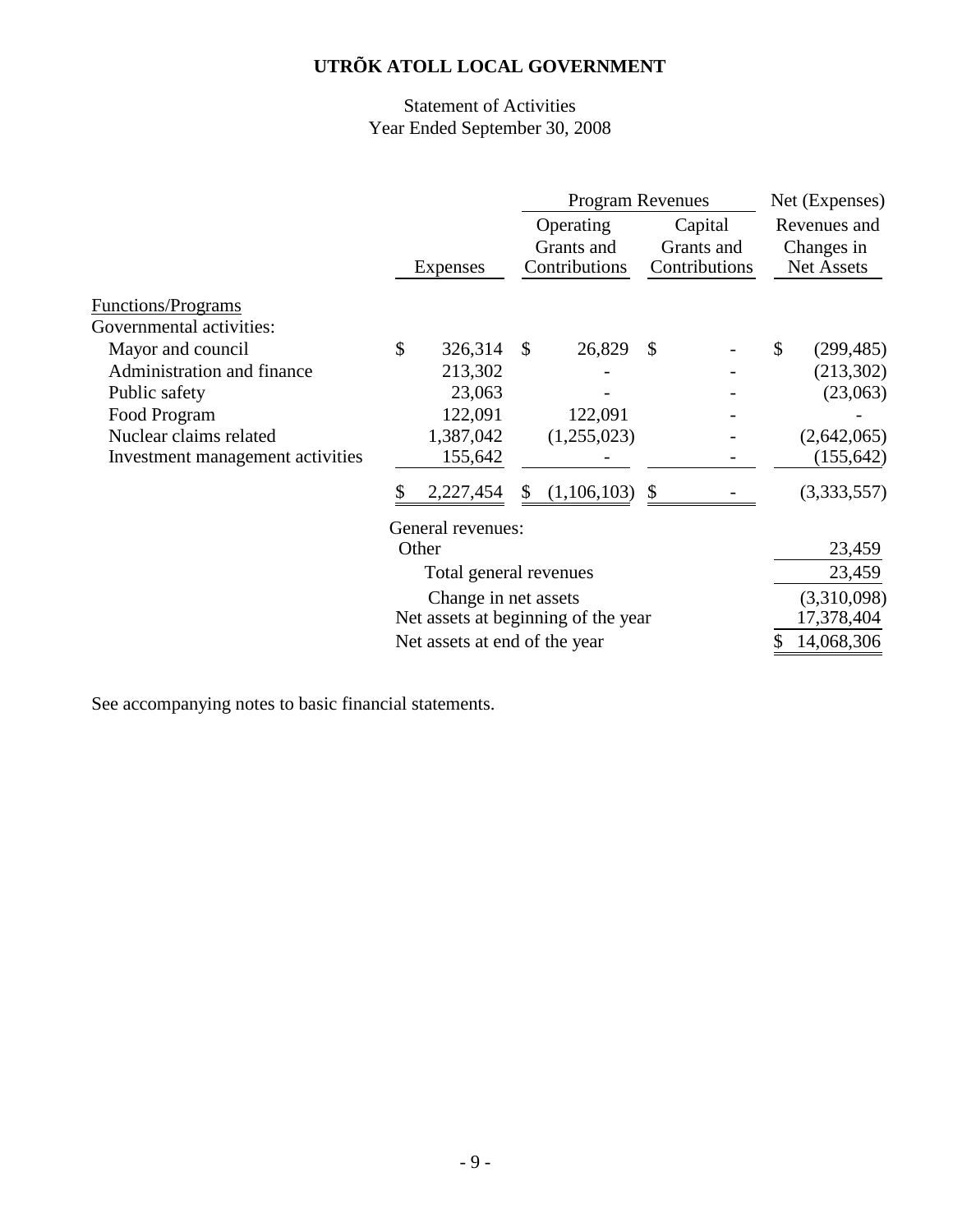# UTRÕK ATOLL LOCAL GOVERNMENT

Statement of Activities
Year Ended September 30, 2008

| | | Program Revenues | | Net (Expenses) |
|---|---|---|---|---|
| | Expenses | Operating Grants and Contributions | Capital Grants and Contributions | Revenues and Changes in Net Assets |
| Functions/Programs | | | | |
| Governmental activities: | | | | |
| Mayor and council | $ 326,314 | $ 26,829 | $ - | $ (299,485) |
| Administration and finance | 213,302 | - | - | (213,302) |
| Public safety | 23,063 | - | - | (23,063) |
| Food Program | 122,091 | 122,091 | - | - |
| Nuclear claims related | 1,387,042 | (1,255,023) | - | (2,642,065) |
| Investment management activities | 155,642 | - | - | (155,642) |
| | $ 2,227,454 | $ (1,106,103) | $ - | (3,333,557) |
| General revenues: | | | | |
| Other | | | | 23,459 |
| Total general revenues | | | | 23,459 |
| Change in net assets | | | | (3,310,098) |
| Net assets at beginning of the year | | | | 17,378,404 |
| Net assets at end of the year | | | | $ 14,068,306 |

See accompanying notes to basic financial statements.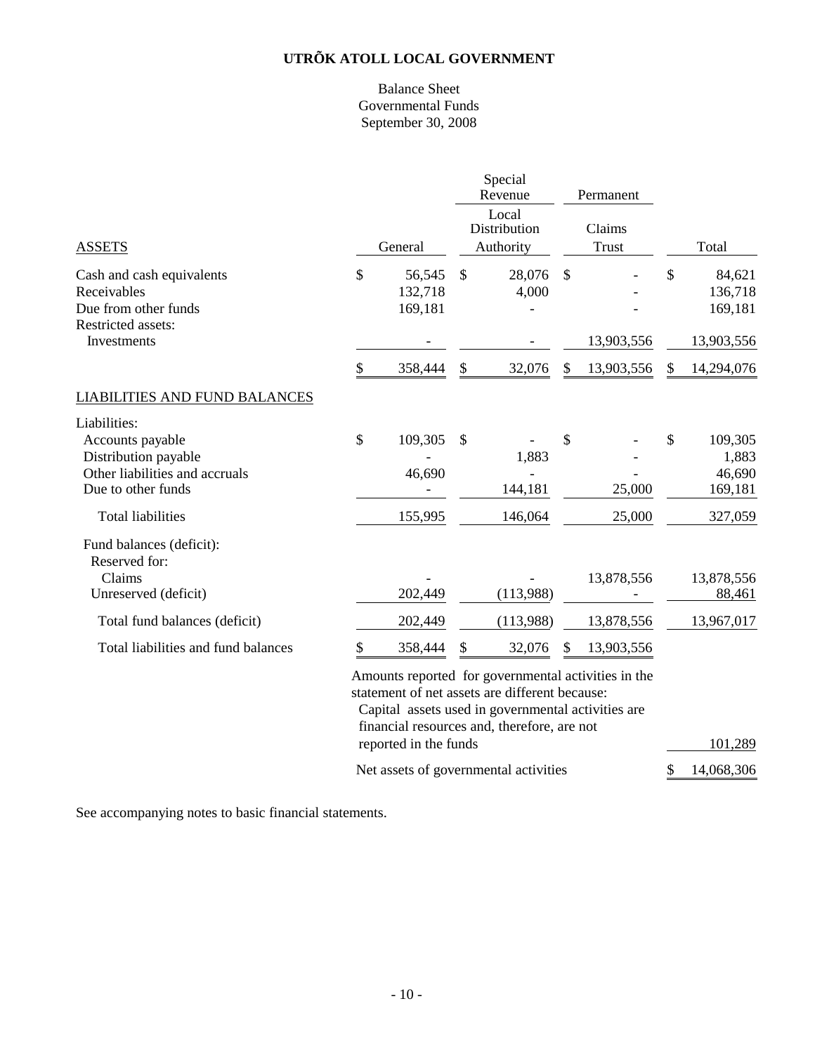# UTRÕK ATOLL LOCAL GOVERNMENT

Balance Sheet
Governmental Funds
September 30, 2008

| | General | Special Revenue<br>Local Distribution Authority | Permanent<br>Claims Trust | Total |
|---|---|---|---|---|
| **ASSETS** | | | | |
| Cash and cash equivalents | $ 56,545 | $ 28,076 | $ - | $ 84,621 |
| Receivables | 132,718 | 4,000 | - | 136,718 |
| Due from other funds | 169,181 | - | - | 169,181 |
| Restricted assets: | | | | |
| Investments | - | - | 13,903,556 | 13,903,556 |
| | $ 358,444 | $ 32,076 | $ 13,903,556 | $ 14,294,076 |
| **LIABILITIES AND FUND BALANCES** | | | | |
| Liabilities: | | | | |
| Accounts payable | $ 109,305 | $ - | $ - | $ 109,305 |
| Distribution payable | - | 1,883 | - | 1,883 |
| Other liabilities and accruals | 46,690 | - | - | 46,690 |
| Due to other funds | - | 144,181 | 25,000 | 169,181 |
| Total liabilities | 155,995 | 146,064 | 25,000 | 327,059 |
| Fund balances (deficit): | | | | |
| Reserved for: | | | | |
| Claims | - | - | 13,878,556 | 13,878,556 |
| Unreserved (deficit) | 202,449 | (113,988) | - | 88,461 |
| Total fund balances (deficit) | 202,449 | (113,988) | 13,878,556 | 13,967,017 |
| Total liabilities and fund balances | $ 358,444 | $ 32,076 | $ 13,903,556 | |
| Amounts reported for governmental activities in the statement of net assets are different because: | | | | |
| Capital assets used in governmental activities are financial resources and, therefore, are not reported in the funds | | | | 101,289 |
| Net assets of governmental activities | | | | $ 14,068,306 |

See accompanying notes to basic financial statements.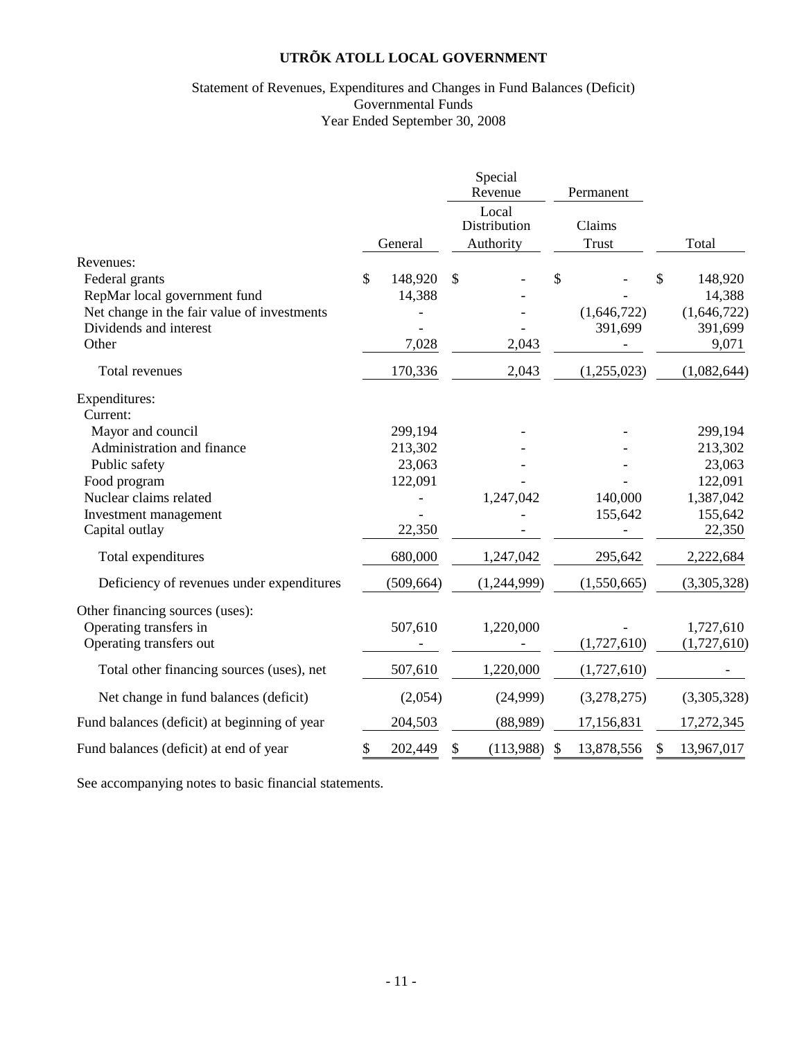# UTRÕK ATOLL LOCAL GOVERNMENT

Statement of Revenues, Expenditures and Changes in Fund Balances (Deficit)
Governmental Funds
Year Ended September 30, 2008

| | | Special Revenue | Permanent | |
|---|---|---|---|---|
| | General | Local Distribution Authority | Claims Trust | Total |
| Revenues: | | | | |
| Federal grants | $ 148,920 | $ - | $ - | $ 148,920 |
| RepMar local government fund | 14,388 | - | - | 14,388 |
| Net change in the fair value of investments | - | - | (1,646,722) | (1,646,722) |
| Dividends and interest | - | - | 391,699 | 391,699 |
| Other | 7,028 | 2,043 | - | 9,071 |
| Total revenues | 170,336 | 2,043 | (1,255,023) | (1,082,644) |
| Expenditures: | | | | |
| Current: | | | | |
| Mayor and council | 299,194 | - | - | 299,194 |
| Administration and finance | 213,302 | - | - | 213,302 |
| Public safety | 23,063 | - | - | 23,063 |
| Food program | 122,091 | - | - | 122,091 |
| Nuclear claims related | - | 1,247,042 | 140,000 | 1,387,042 |
| Investment management | - | - | 155,642 | 155,642 |
| Capital outlay | 22,350 | - | - | 22,350 |
| Total expenditures | 680,000 | 1,247,042 | 295,642 | 2,222,684 |
| Deficiency of revenues under expenditures | (509,664) | (1,244,999) | (1,550,665) | (3,305,328) |
| Other financing sources (uses): | | | | |
| Operating transfers in | 507,610 | 1,220,000 | - | 1,727,610 |
| Operating transfers out | - | - | (1,727,610) | (1,727,610) |
| Total other financing sources (uses), net | 507,610 | 1,220,000 | (1,727,610) | - |
| Net change in fund balances (deficit) | (2,054) | (24,999) | (3,278,275) | (3,305,328) |
| Fund balances (deficit) at beginning of year | 204,503 | (88,989) | 17,156,831 | 17,272,345 |
| Fund balances (deficit) at end of year | $ 202,449 | $ (113,988) | $ 13,878,556 | $ 13,967,017 |

See accompanying notes to basic financial statements.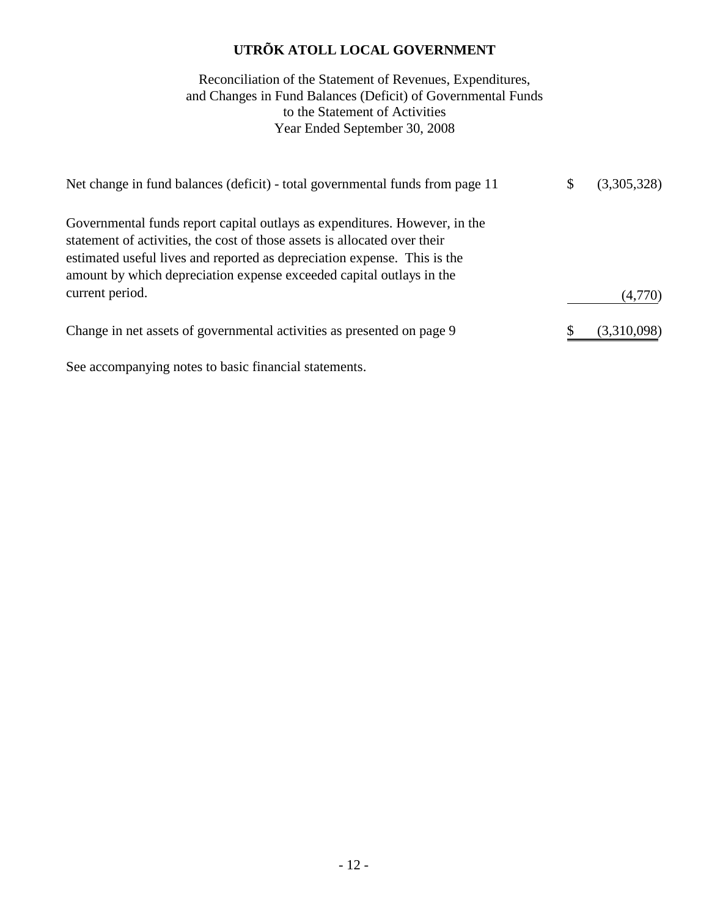# UTRÕK ATOLL LOCAL GOVERNMENT

Reconciliation of the Statement of Revenues, Expenditures, and Changes in Fund Balances (Deficit) of Governmental Funds to the Statement of Activities
Year Ended September 30, 2008

| | | |
|---|---|---|
| Net change in fund balances (deficit) - total governmental funds from page 11 | $ | (3,305,328) |
| Governmental funds report capital outlays as expenditures. However, in the statement of activities, the cost of those assets is allocated over their estimated useful lives and reported as depreciation expense. This is the amount by which depreciation expense exceeded capital outlays in the current period. | | (4,770) |
| Change in net assets of governmental activities as presented on page 9 | $ | (3,310,098) |

See accompanying notes to basic financial statements.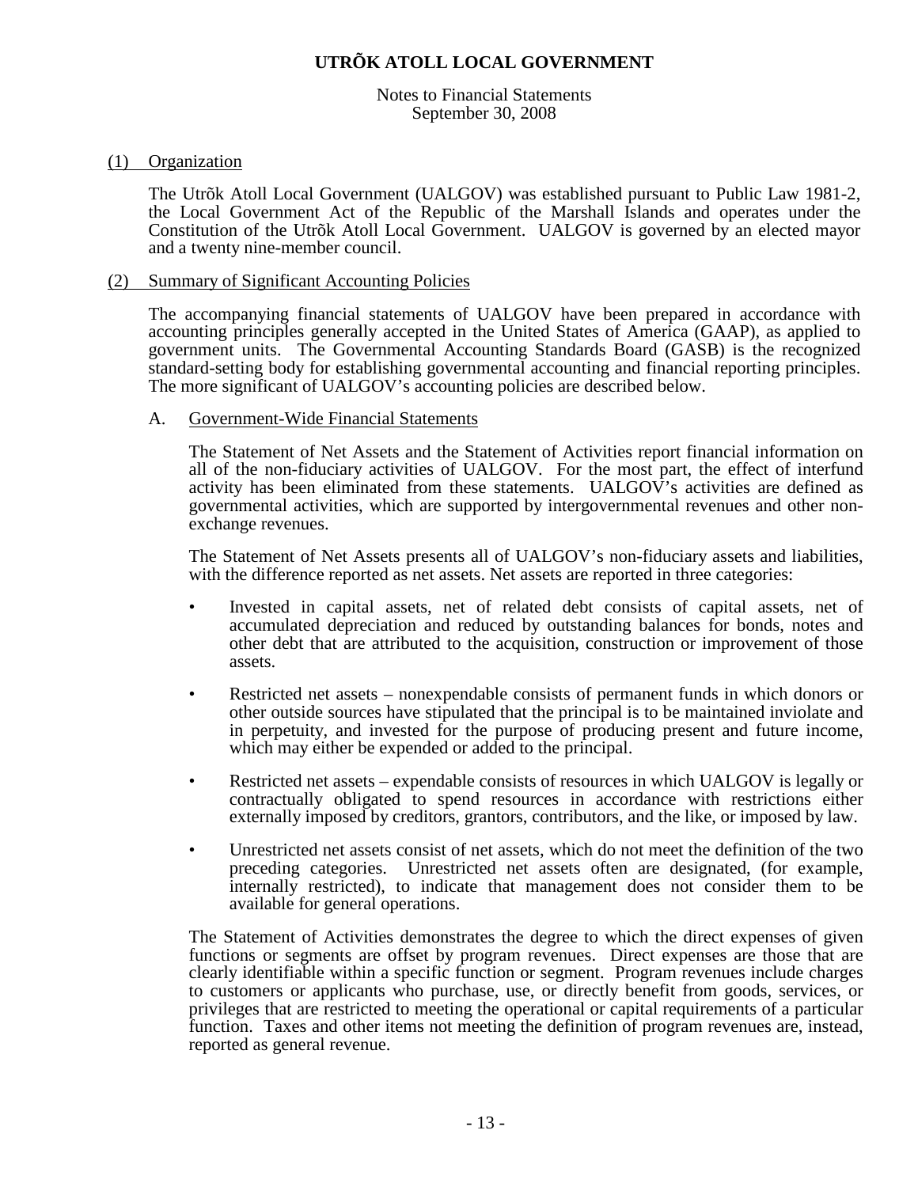# UTRÕK ATOLL LOCAL GOVERNMENT

Notes to Financial Statements
September 30, 2008

## (1) Organization

The Utrõk Atoll Local Government (UALGOV) was established pursuant to Public Law 1981-2, the Local Government Act of the Republic of the Marshall Islands and operates under the Constitution of the Utrõk Atoll Local Government. UALGOV is governed by an elected mayor and a twenty nine-member council.

## (2) Summary of Significant Accounting Policies

The accompanying financial statements of UALGOV have been prepared in accordance with accounting principles generally accepted in the United States of America (GAAP), as applied to government units. The Governmental Accounting Standards Board (GASB) is the recognized standard-setting body for establishing governmental accounting and financial reporting principles. The more significant of UALGOV's accounting policies are described below.

### A. Government-Wide Financial Statements

The Statement of Net Assets and the Statement of Activities report financial information on all of the non-fiduciary activities of UALGOV. For the most part, the effect of interfund activity has been eliminated from these statements. UALGOV's activities are defined as governmental activities, which are supported by intergovernmental revenues and other non-exchange revenues.

The Statement of Net Assets presents all of UALGOV's non-fiduciary assets and liabilities, with the difference reported as net assets. Net assets are reported in three categories:

- Invested in capital assets, net of related debt consists of capital assets, net of accumulated depreciation and reduced by outstanding balances for bonds, notes and other debt that are attributed to the acquisition, construction or improvement of those assets.

- Restricted net assets – nonexpendable consists of permanent funds in which donors or other outside sources have stipulated that the principal is to be maintained inviolate and in perpetuity, and invested for the purpose of producing present and future income, which may either be expended or added to the principal.

- Restricted net assets – expendable consists of resources in which UALGOV is legally or contractually obligated to spend resources in accordance with restrictions either externally imposed by creditors, grantors, contributors, and the like, or imposed by law.

- Unrestricted net assets consist of net assets, which do not meet the definition of the two preceding categories. Unrestricted net assets often are designated, (for example, internally restricted), to indicate that management does not consider them to be available for general operations.

The Statement of Activities demonstrates the degree to which the direct expenses of given functions or segments are offset by program revenues. Direct expenses are those that are clearly identifiable within a specific function or segment. Program revenues include charges to customers or applicants who purchase, use, or directly benefit from goods, services, or privileges that are restricted to meeting the operational or capital requirements of a particular function. Taxes and other items not meeting the definition of program revenues are, instead, reported as general revenue.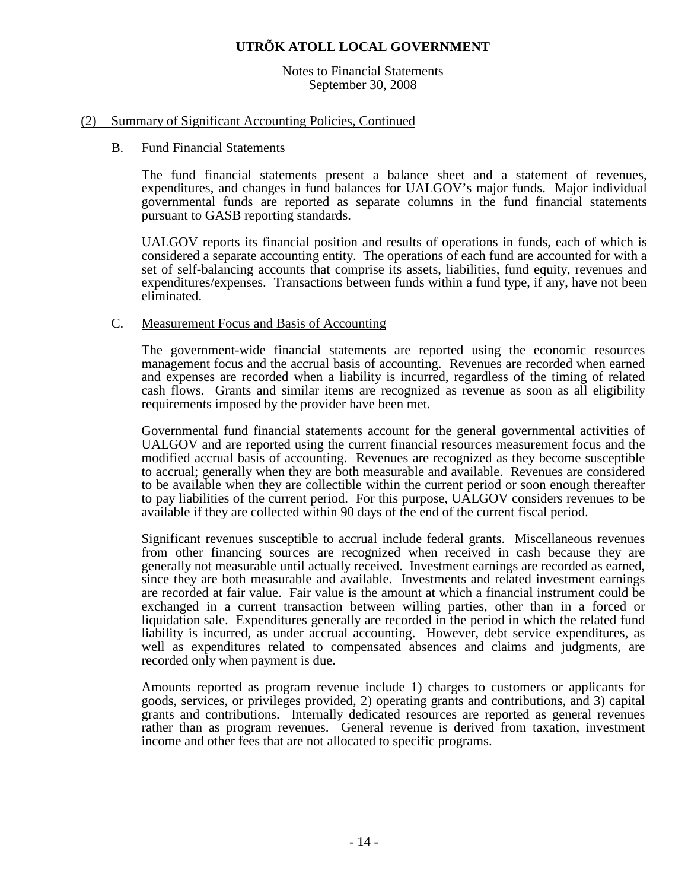# UTRÕK ATOLL LOCAL GOVERNMENT

Notes to Financial Statements
September 30, 2008

## (2) Summary of Significant Accounting Policies, Continued

### B. Fund Financial Statements

The fund financial statements present a balance sheet and a statement of revenues, expenditures, and changes in fund balances for UALGOV's major funds. Major individual governmental funds are reported as separate columns in the fund financial statements pursuant to GASB reporting standards.

UALGOV reports its financial position and results of operations in funds, each of which is considered a separate accounting entity. The operations of each fund are accounted for with a set of self-balancing accounts that comprise its assets, liabilities, fund equity, revenues and expenditures/expenses. Transactions between funds within a fund type, if any, have not been eliminated.

### C. Measurement Focus and Basis of Accounting

The government-wide financial statements are reported using the economic resources management focus and the accrual basis of accounting. Revenues are recorded when earned and expenses are recorded when a liability is incurred, regardless of the timing of related cash flows. Grants and similar items are recognized as revenue as soon as all eligibility requirements imposed by the provider have been met.

Governmental fund financial statements account for the general governmental activities of UALGOV and are reported using the current financial resources measurement focus and the modified accrual basis of accounting. Revenues are recognized as they become susceptible to accrual; generally when they are both measurable and available. Revenues are considered to be available when they are collectible within the current period or soon enough thereafter to pay liabilities of the current period. For this purpose, UALGOV considers revenues to be available if they are collected within 90 days of the end of the current fiscal period.

Significant revenues susceptible to accrual include federal grants. Miscellaneous revenues from other financing sources are recognized when received in cash because they are generally not measurable until actually received. Investment earnings are recorded as earned, since they are both measurable and available. Investments and related investment earnings are recorded at fair value. Fair value is the amount at which a financial instrument could be exchanged in a current transaction between willing parties, other than in a forced or liquidation sale. Expenditures generally are recorded in the period in which the related fund liability is incurred, as under accrual accounting. However, debt service expenditures, as well as expenditures related to compensated absences and claims and judgments, are recorded only when payment is due.

Amounts reported as program revenue include 1) charges to customers or applicants for goods, services, or privileges provided, 2) operating grants and contributions, and 3) capital grants and contributions. Internally dedicated resources are reported as general revenues rather than as program revenues. General revenue is derived from taxation, investment income and other fees that are not allocated to specific programs.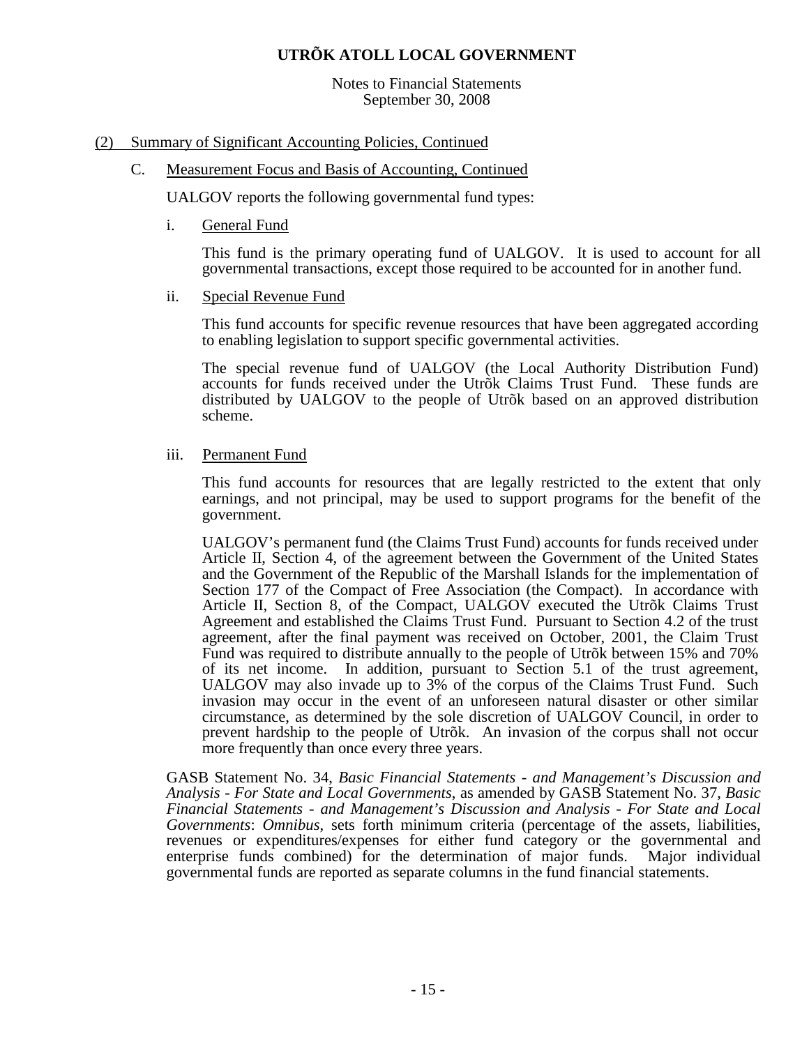# UTRÕK ATOLL LOCAL GOVERNMENT

Notes to Financial Statements
September 30, 2008

## (2) Summary of Significant Accounting Policies, Continued

### C. Measurement Focus and Basis of Accounting, Continued

UALGOV reports the following governmental fund types:

i. General Fund

This fund is the primary operating fund of UALGOV. It is used to account for all governmental transactions, except those required to be accounted for in another fund.

ii. Special Revenue Fund

This fund accounts for specific revenue resources that have been aggregated according to enabling legislation to support specific governmental activities.

The special revenue fund of UALGOV (the Local Authority Distribution Fund) accounts for funds received under the Utrõk Claims Trust Fund. These funds are distributed by UALGOV to the people of Utrõk based on an approved distribution scheme.

iii. Permanent Fund

This fund accounts for resources that are legally restricted to the extent that only earnings, and not principal, may be used to support programs for the benefit of the government.

UALGOV's permanent fund (the Claims Trust Fund) accounts for funds received under Article II, Section 4, of the agreement between the Government of the United States and the Government of the Republic of the Marshall Islands for the implementation of Section 177 of the Compact of Free Association (the Compact). In accordance with Article II, Section 8, of the Compact, UALGOV executed the Utrõk Claims Trust Agreement and established the Claims Trust Fund. Pursuant to Section 4.2 of the trust agreement, after the final payment was received on October, 2001, the Claim Trust Fund was required to distribute annually to the people of Utrõk between 15% and 70% of its net income. In addition, pursuant to Section 5.1 of the trust agreement, UALGOV may also invade up to 3% of the corpus of the Claims Trust Fund. Such invasion may occur in the event of an unforeseen natural disaster or other similar circumstance, as determined by the sole discretion of UALGOV Council, in order to prevent hardship to the people of Utrõk. An invasion of the corpus shall not occur more frequently than once every three years.

GASB Statement No. 34, *Basic Financial Statements - and Management's Discussion and Analysis - For State and Local Governments*, as amended by GASB Statement No. 37, *Basic Financial Statements - and Management's Discussion and Analysis - For State and Local Governments*: *Omnibus*, sets forth minimum criteria (percentage of the assets, liabilities, revenues or expenditures/expenses for either fund category or the governmental and enterprise funds combined) for the determination of major funds. Major individual governmental funds are reported as separate columns in the fund financial statements.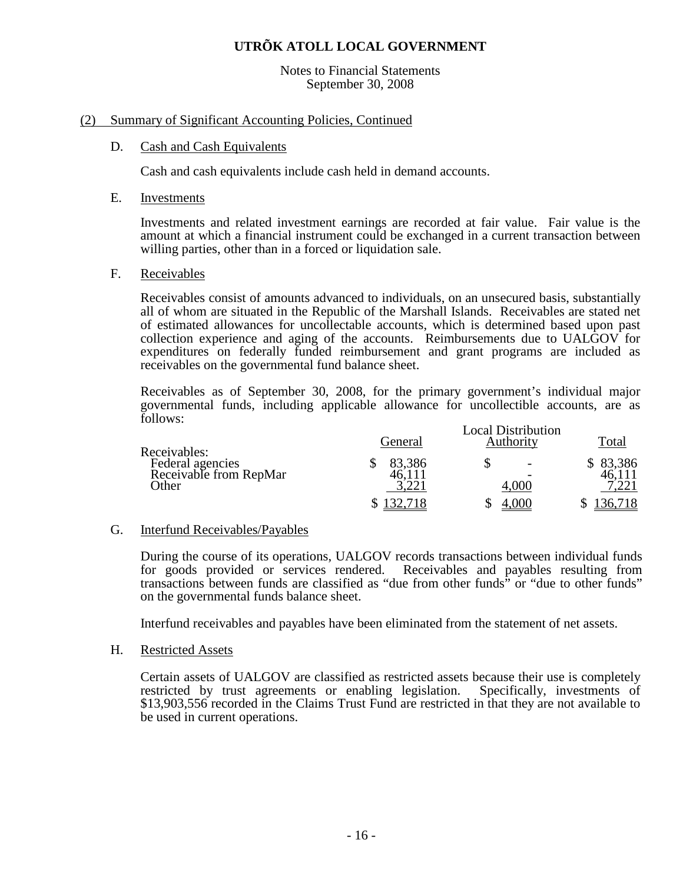# UTRÕK ATOLL LOCAL GOVERNMENT

Notes to Financial Statements
September 30, 2008

## (2) Summary of Significant Accounting Policies, Continued

### D. Cash and Cash Equivalents

Cash and cash equivalents include cash held in demand accounts.

### E. Investments

Investments and related investment earnings are recorded at fair value. Fair value is the amount at which a financial instrument could be exchanged in a current transaction between willing parties, other than in a forced or liquidation sale.

### F. Receivables

Receivables consist of amounts advanced to individuals, on an unsecured basis, substantially all of whom are situated in the Republic of the Marshall Islands. Receivables are stated net of estimated allowances for uncollectable accounts, which is determined based upon past collection experience and aging of the accounts. Reimbursements due to UALGOV for expenditures on federally funded reimbursement and grant programs are included as receivables on the governmental fund balance sheet.

Receivables as of September 30, 2008, for the primary government's individual major governmental funds, including applicable allowance for uncollectible accounts, are as follows:

| | General | Local Distribution Authority | Total |
|---|---|---|---|
| Receivables: | | | |
| Federal agencies | $ 83,386 | $ - | $ 83,386 |
| Receivable from RepMar | 46,111 | - | 46,111 |
| Other | 3,221 | 4,000 | 7,221 |
| | $ 132,718 | $ 4,000 | $ 136,718 |

### G. Interfund Receivables/Payables

During the course of its operations, UALGOV records transactions between individual funds for goods provided or services rendered. Receivables and payables resulting from transactions between funds are classified as "due from other funds" or "due to other funds" on the governmental funds balance sheet.

Interfund receivables and payables have been eliminated from the statement of net assets.

### H. Restricted Assets

Certain assets of UALGOV are classified as restricted assets because their use is completely restricted by trust agreements or enabling legislation. Specifically, investments of $13,903,556 recorded in the Claims Trust Fund are restricted in that they are not available to be used in current operations.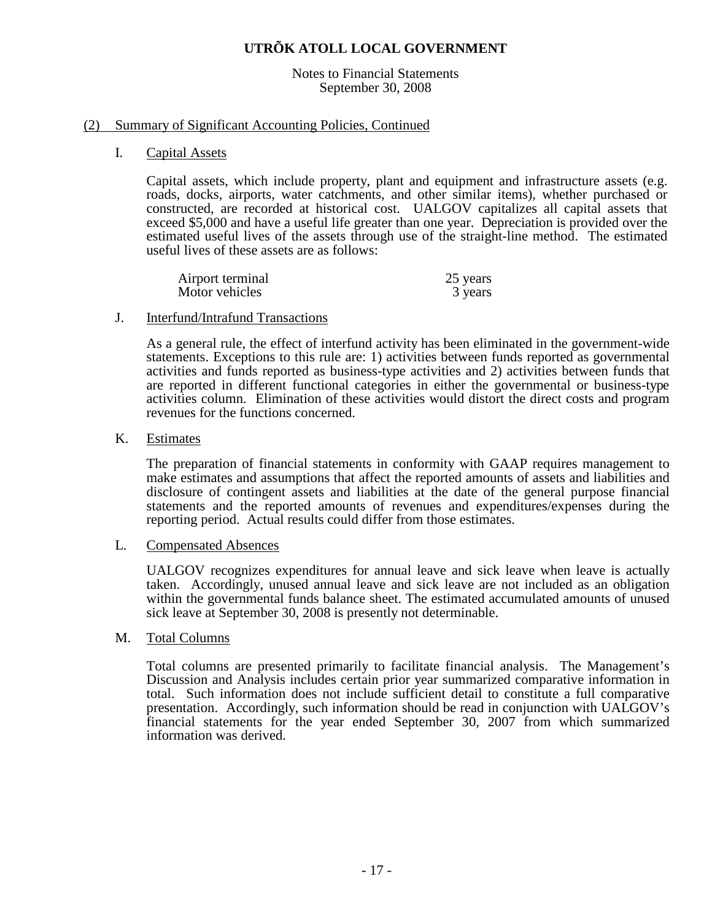# UTRÕK ATOLL LOCAL GOVERNMENT

Notes to Financial Statements
September 30, 2008

## (2) Summary of Significant Accounting Policies, Continued

### I. Capital Assets

Capital assets, which include property, plant and equipment and infrastructure assets (e.g. roads, docks, airports, water catchments, and other similar items), whether purchased or constructed, are recorded at historical cost. UALGOV capitalizes all capital assets that exceed $5,000 and have a useful life greater than one year. Depreciation is provided over the estimated useful lives of the assets through use of the straight-line method. The estimated useful lives of these assets are as follows:

| | |
|---|---|
| Airport terminal | 25 years |
| Motor vehicles | 3 years |

### J. Interfund/Intrafund Transactions

As a general rule, the effect of interfund activity has been eliminated in the government-wide statements. Exceptions to this rule are: 1) activities between funds reported as governmental activities and funds reported as business-type activities and 2) activities between funds that are reported in different functional categories in either the governmental or business-type activities column. Elimination of these activities would distort the direct costs and program revenues for the functions concerned.

### K. Estimates

The preparation of financial statements in conformity with GAAP requires management to make estimates and assumptions that affect the reported amounts of assets and liabilities and disclosure of contingent assets and liabilities at the date of the general purpose financial statements and the reported amounts of revenues and expenditures/expenses during the reporting period. Actual results could differ from those estimates.

### L. Compensated Absences

UALGOV recognizes expenditures for annual leave and sick leave when leave is actually taken. Accordingly, unused annual leave and sick leave are not included as an obligation within the governmental funds balance sheet. The estimated accumulated amounts of unused sick leave at September 30, 2008 is presently not determinable.

### M. Total Columns

Total columns are presented primarily to facilitate financial analysis. The Management's Discussion and Analysis includes certain prior year summarized comparative information in total. Such information does not include sufficient detail to constitute a full comparative presentation. Accordingly, such information should be read in conjunction with UALGOV's financial statements for the year ended September 30, 2007 from which summarized information was derived.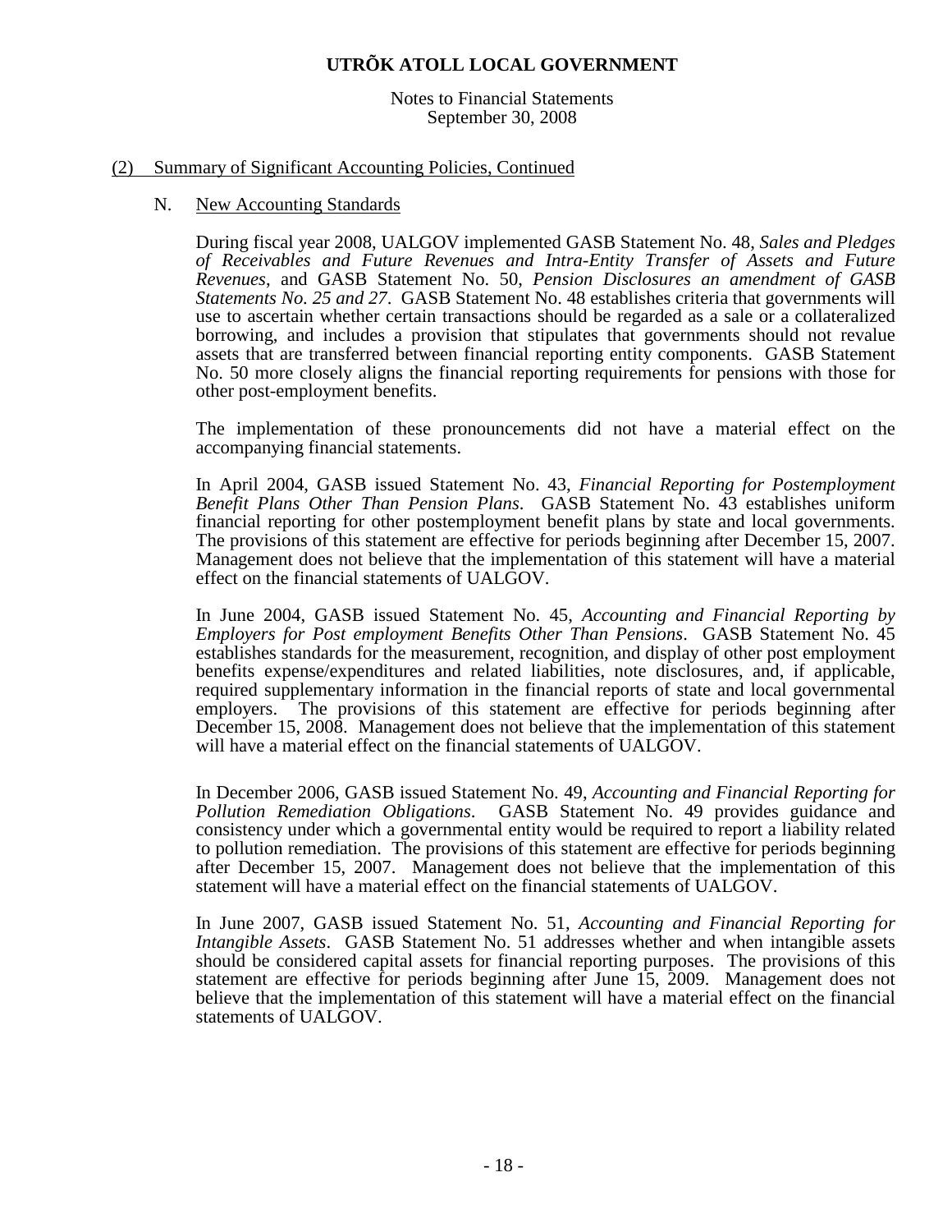## (2) Summary of Significant Accounting Policies, Continued

### N. New Accounting Standards

During fiscal year 2008, UALGOV implemented GASB Statement No. 48, *Sales and Pledges of Receivables and Future Revenues and Intra-Entity Transfer of Assets and Future Revenues*, and GASB Statement No. 50, *Pension Disclosures an amendment of GASB Statements No. 25 and 27*. GASB Statement No. 48 establishes criteria that governments will use to ascertain whether certain transactions should be regarded as a sale or a collateralized borrowing, and includes a provision that stipulates that governments should not revalue assets that are transferred between financial reporting entity components. GASB Statement No. 50 more closely aligns the financial reporting requirements for pensions with those for other post-employment benefits.

The implementation of these pronouncements did not have a material effect on the accompanying financial statements.

In April 2004, GASB issued Statement No. 43, *Financial Reporting for Postemployment Benefit Plans Other Than Pension Plans*. GASB Statement No. 43 establishes uniform financial reporting for other postemployment benefit plans by state and local governments. The provisions of this statement are effective for periods beginning after December 15, 2007. Management does not believe that the implementation of this statement will have a material effect on the financial statements of UALGOV.

In June 2004, GASB issued Statement No. 45, *Accounting and Financial Reporting by Employers for Post employment Benefits Other Than Pensions*. GASB Statement No. 45 establishes standards for the measurement, recognition, and display of other post employment benefits expense/expenditures and related liabilities, note disclosures, and, if applicable, required supplementary information in the financial reports of state and local governmental employers. The provisions of this statement are effective for periods beginning after December 15, 2008. Management does not believe that the implementation of this statement will have a material effect on the financial statements of UALGOV.

In December 2006, GASB issued Statement No. 49, *Accounting and Financial Reporting for Pollution Remediation Obligations*. GASB Statement No. 49 provides guidance and consistency under which a governmental entity would be required to report a liability related to pollution remediation. The provisions of this statement are effective for periods beginning after December 15, 2007. Management does not believe that the implementation of this statement will have a material effect on the financial statements of UALGOV.

In June 2007, GASB issued Statement No. 51, *Accounting and Financial Reporting for Intangible Assets*. GASB Statement No. 51 addresses whether and when intangible assets should be considered capital assets for financial reporting purposes. The provisions of this statement are effective for periods beginning after June 15, 2009. Management does not believe that the implementation of this statement will have a material effect on the financial statements of UALGOV.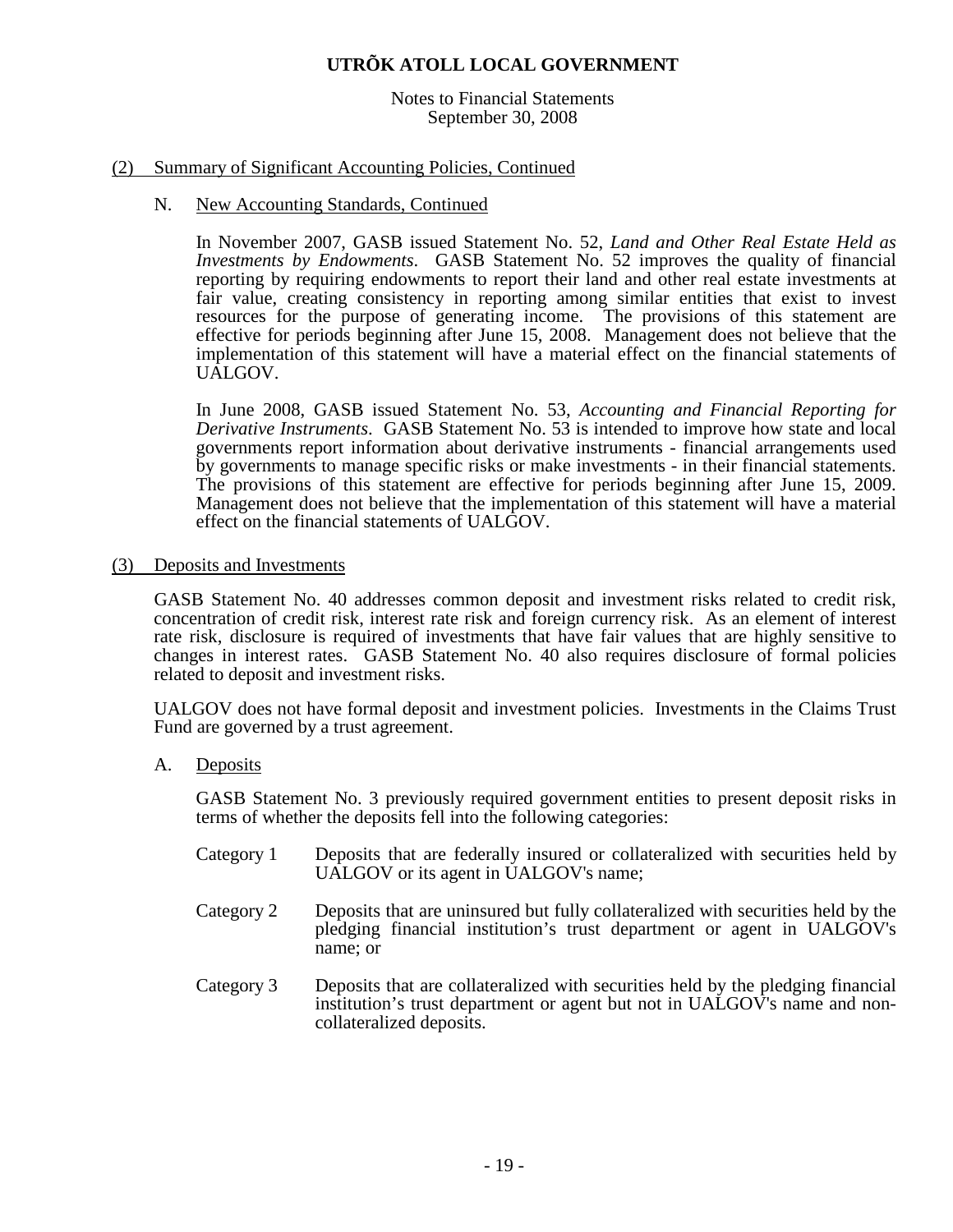# UTRÕK ATOLL LOCAL GOVERNMENT

Notes to Financial Statements
September 30, 2008

## (2) Summary of Significant Accounting Policies, Continued

### N. New Accounting Standards, Continued

In November 2007, GASB issued Statement No. 52, *Land and Other Real Estate Held as Investments by Endowments*. GASB Statement No. 52 improves the quality of financial reporting by requiring endowments to report their land and other real estate investments at fair value, creating consistency in reporting among similar entities that exist to invest resources for the purpose of generating income. The provisions of this statement are effective for periods beginning after June 15, 2008. Management does not believe that the implementation of this statement will have a material effect on the financial statements of UALGOV.

In June 2008, GASB issued Statement No. 53, *Accounting and Financial Reporting for Derivative Instruments*. GASB Statement No. 53 is intended to improve how state and local governments report information about derivative instruments - financial arrangements used by governments to manage specific risks or make investments - in their financial statements. The provisions of this statement are effective for periods beginning after June 15, 2009. Management does not believe that the implementation of this statement will have a material effect on the financial statements of UALGOV.

## (3) Deposits and Investments

GASB Statement No. 40 addresses common deposit and investment risks related to credit risk, concentration of credit risk, interest rate risk and foreign currency risk. As an element of interest rate risk, disclosure is required of investments that have fair values that are highly sensitive to changes in interest rates. GASB Statement No. 40 also requires disclosure of formal policies related to deposit and investment risks.

UALGOV does not have formal deposit and investment policies. Investments in the Claims Trust Fund are governed by a trust agreement.

### A. Deposits

GASB Statement No. 3 previously required government entities to present deposit risks in terms of whether the deposits fell into the following categories:

- Category 1 — Deposits that are federally insured or collateralized with securities held by UALGOV or its agent in UALGOV's name;
- Category 2 — Deposits that are uninsured but fully collateralized with securities held by the pledging financial institution's trust department or agent in UALGOV's name; or
- Category 3 — Deposits that are collateralized with securities held by the pledging financial institution's trust department or agent but not in UALGOV's name and non-collateralized deposits.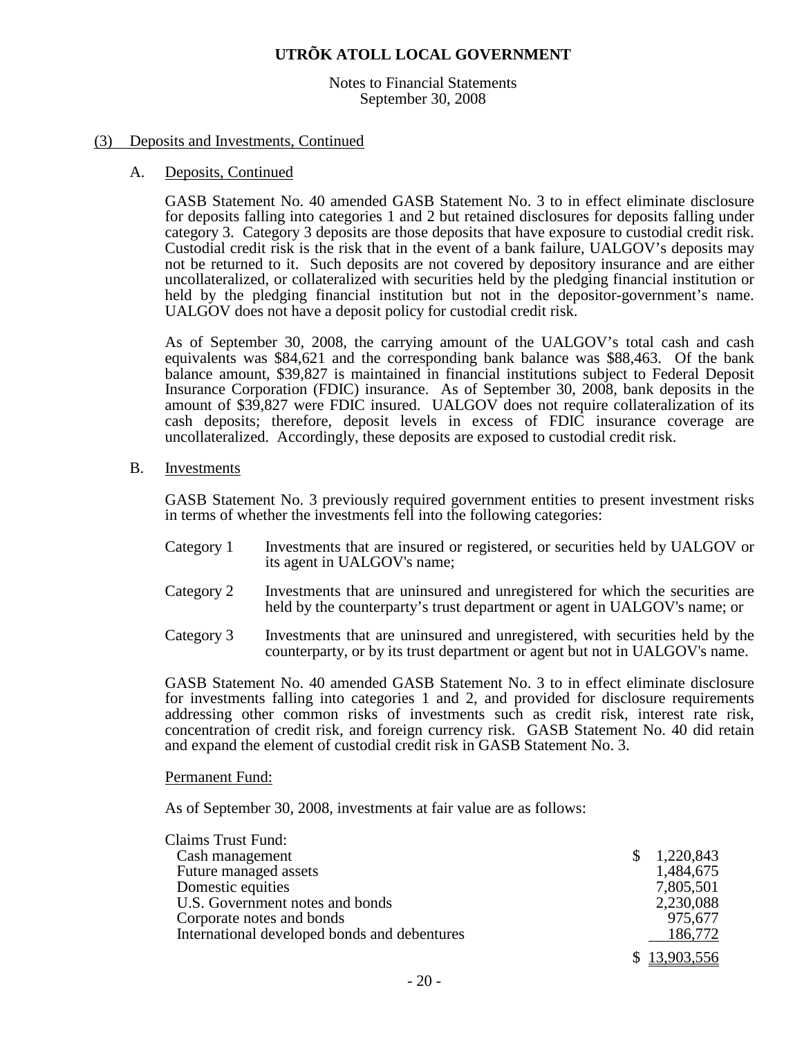# UTRÕK ATOLL LOCAL GOVERNMENT

Notes to Financial Statements
September 30, 2008

## (3) Deposits and Investments, Continued

### A. Deposits, Continued

GASB Statement No. 40 amended GASB Statement No. 3 to in effect eliminate disclosure for deposits falling into categories 1 and 2 but retained disclosures for deposits falling under category 3. Category 3 deposits are those deposits that have exposure to custodial credit risk. Custodial credit risk is the risk that in the event of a bank failure, UALGOV's deposits may not be returned to it. Such deposits are not covered by depository insurance and are either uncollateralized, or collateralized with securities held by the pledging financial institution or held by the pledging financial institution but not in the depositor-government's name. UALGOV does not have a deposit policy for custodial credit risk.

As of September 30, 2008, the carrying amount of the UALGOV's total cash and cash equivalents was \$84,621 and the corresponding bank balance was \$88,463. Of the bank balance amount, \$39,827 is maintained in financial institutions subject to Federal Deposit Insurance Corporation (FDIC) insurance. As of September 30, 2008, bank deposits in the amount of \$39,827 were FDIC insured. UALGOV does not require collateralization of its cash deposits; therefore, deposit levels in excess of FDIC insurance coverage are uncollateralized. Accordingly, these deposits are exposed to custodial credit risk.

### B. Investments

GASB Statement No. 3 previously required government entities to present investment risks in terms of whether the investments fell into the following categories:

| | |
|---|---|
| Category 1 | Investments that are insured or registered, or securities held by UALGOV or its agent in UALGOV's name; |
| Category 2 | Investments that are uninsured and unregistered for which the securities are held by the counterparty's trust department or agent in UALGOV's name; or |
| Category 3 | Investments that are uninsured and unregistered, with securities held by the counterparty, or by its trust department or agent but not in UALGOV's name. |

GASB Statement No. 40 amended GASB Statement No. 3 to in effect eliminate disclosure for investments falling into categories 1 and 2, and provided for disclosure requirements addressing other common risks of investments such as credit risk, interest rate risk, concentration of credit risk, and foreign currency risk. GASB Statement No. 40 did retain and expand the element of custodial credit risk in GASB Statement No. 3.

Permanent Fund:

As of September 30, 2008, investments at fair value are as follows:

| | |
|---|---|
| Claims Trust Fund: | |
| Cash management | $ 1,220,843 |
| Future managed assets | 1,484,675 |
| Domestic equities | 7,805,501 |
| U.S. Government notes and bonds | 2,230,088 |
| Corporate notes and bonds | 975,677 |
| International developed bonds and debentures | 186,772 |
| | $ 13,903,556 |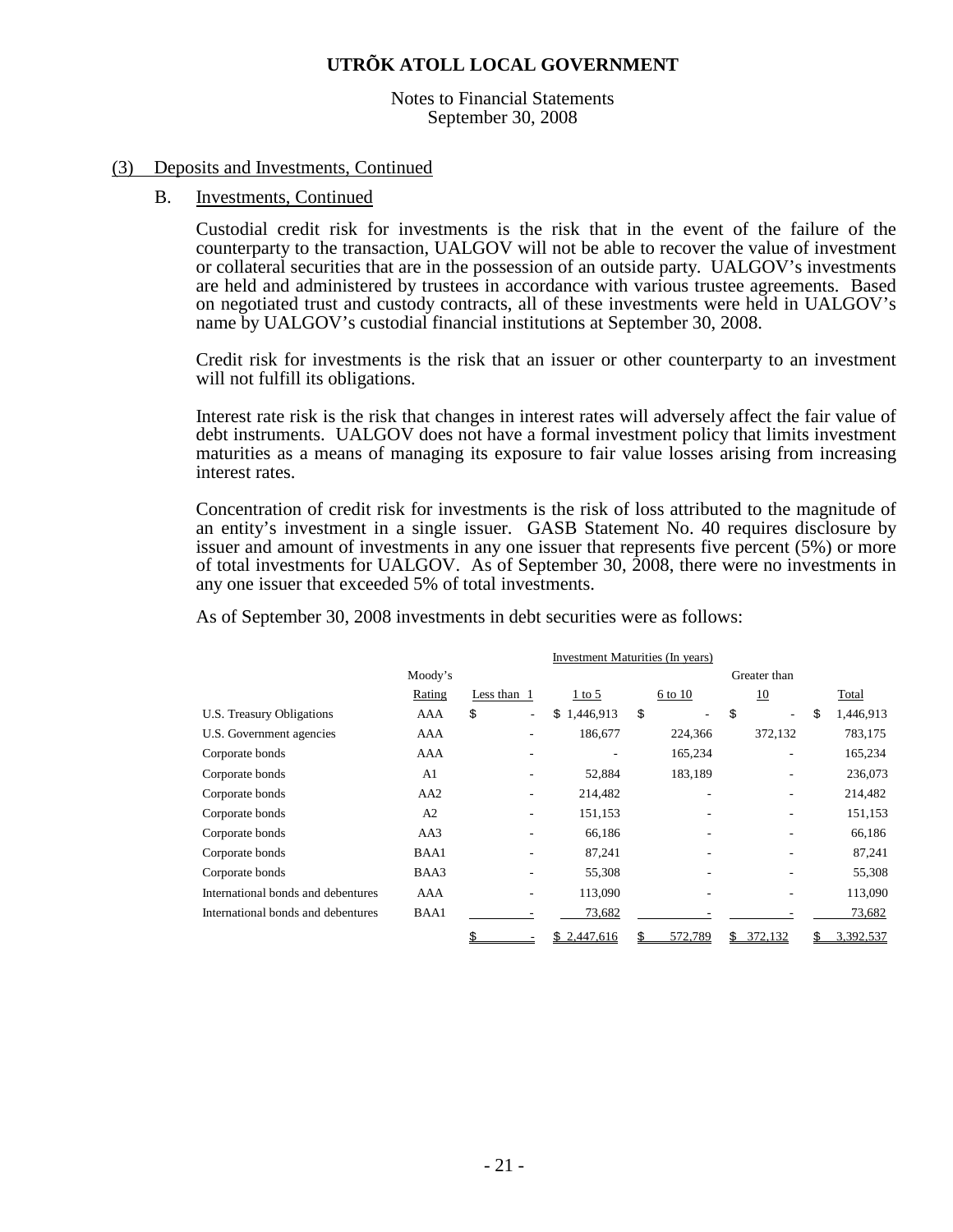# UTRÕK ATOLL LOCAL GOVERNMENT

Notes to Financial Statements
September 30, 2008

## (3) Deposits and Investments, Continued

### B. Investments, Continued

Custodial credit risk for investments is the risk that in the event of the failure of the counterparty to the transaction, UALGOV will not be able to recover the value of investment or collateral securities that are in the possession of an outside party. UALGOV's investments are held and administered by trustees in accordance with various trustee agreements. Based on negotiated trust and custody contracts, all of these investments were held in UALGOV's name by UALGOV's custodial financial institutions at September 30, 2008.

Credit risk for investments is the risk that an issuer or other counterparty to an investment will not fulfill its obligations.

Interest rate risk is the risk that changes in interest rates will adversely affect the fair value of debt instruments. UALGOV does not have a formal investment policy that limits investment maturities as a means of managing its exposure to fair value losses arising from increasing interest rates.

Concentration of credit risk for investments is the risk of loss attributed to the magnitude of an entity's investment in a single issuer. GASB Statement No. 40 requires disclosure by issuer and amount of investments in any one issuer that represents five percent (5%) or more of total investments for UALGOV. As of September 30, 2008, there were no investments in any one issuer that exceeded 5% of total investments.

As of September 30, 2008 investments in debt securities were as follows:

| | | Investment Maturities (In years) | | | | |
|---|---|---|---|---|---|---|
| | Moody's Rating | Less than 1 | 1 to 5 | 6 to 10 | Greater than 10 | Total |
| U.S. Treasury Obligations | AAA | $ - | $ 1,446,913 | $ - | $ - | $ 1,446,913 |
| U.S. Government agencies | AAA | - | 186,677 | 224,366 | 372,132 | 783,175 |
| Corporate bonds | AAA | - | - | 165,234 | - | 165,234 |
| Corporate bonds | A1 | - | 52,884 | 183,189 | - | 236,073 |
| Corporate bonds | AA2 | - | 214,482 | - | - | 214,482 |
| Corporate bonds | A2 | - | 151,153 | - | - | 151,153 |
| Corporate bonds | AA3 | - | 66,186 | - | - | 66,186 |
| Corporate bonds | BAA1 | - | 87,241 | - | - | 87,241 |
| Corporate bonds | BAA3 | - | 55,308 | - | - | 55,308 |
| International bonds and debentures | AAA | - | 113,090 | - | - | 113,090 |
| International bonds and debentures | BAA1 | - | 73,682 | - | - | 73,682 |
| | | $ - | $ 2,447,616 | $ 572,789 | $ 372,132 | $ 3,392,537 |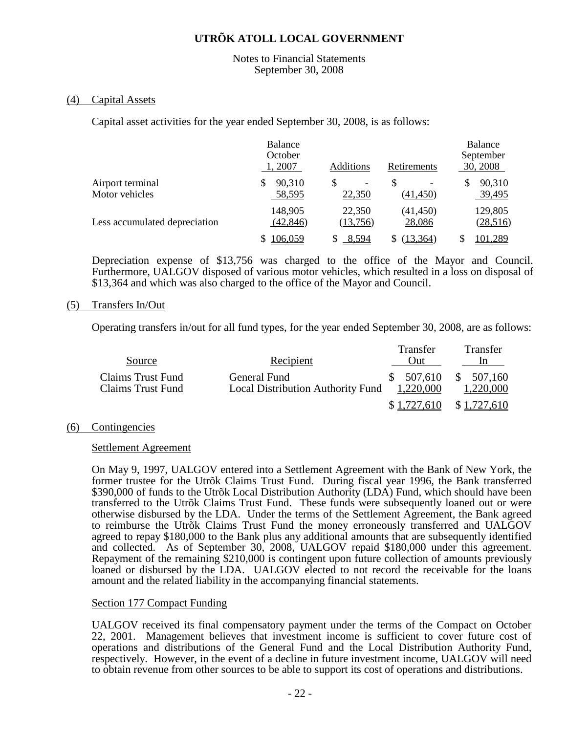# UTRÕK ATOLL LOCAL GOVERNMENT

Notes to Financial Statements
September 30, 2008

## (4) Capital Assets

Capital asset activities for the year ended September 30, 2008, is as follows:

| | Balance October 1, 2007 | Additions | Retirements | Balance September 30, 2008 |
|---|---|---|---|---|
| Airport terminal | $ 90,310 | $ - | $ - | $ 90,310 |
| Motor vehicles | 58,595 | 22,350 | (41,450) | 39,495 |
| | 148,905 | 22,350 | (41,450) | 129,805 |
| Less accumulated depreciation | (42,846) | (13,756) | 28,086 | (28,516) |
| | $ 106,059 | $ 8,594 | $ (13,364) | $ 101,289 |

Depreciation expense of $13,756 was charged to the office of the Mayor and Council. Furthermore, UALGOV disposed of various motor vehicles, which resulted in a loss on disposal of $13,364 and which was also charged to the office of the Mayor and Council.

## (5) Transfers In/Out

Operating transfers in/out for all fund types, for the year ended September 30, 2008, are as follows:

| Source | Recipient | Transfer Out | Transfer In |
|---|---|---|---|
| Claims Trust Fund | General Fund | $ 507,610 | $ 507,160 |
| Claims Trust Fund | Local Distribution Authority Fund | 1,220,000 | 1,220,000 |
| | | $ 1,727,610 | $ 1,727,610 |

## (6) Contingencies

### Settlement Agreement

On May 9, 1997, UALGOV entered into a Settlement Agreement with the Bank of New York, the former trustee for the Utrõk Claims Trust Fund. During fiscal year 1996, the Bank transferred $390,000 of funds to the Utrõk Local Distribution Authority (LDA) Fund, which should have been transferred to the Utrõk Claims Trust Fund. These funds were subsequently loaned out or were otherwise disbursed by the LDA. Under the terms of the Settlement Agreement, the Bank agreed to reimburse the Utrõk Claims Trust Fund the money erroneously transferred and UALGOV agreed to repay $180,000 to the Bank plus any additional amounts that are subsequently identified and collected. As of September 30, 2008, UALGOV repaid $180,000 under this agreement. Repayment of the remaining $210,000 is contingent upon future collection of amounts previously loaned or disbursed by the LDA. UALGOV elected to not record the receivable for the loans amount and the related liability in the accompanying financial statements.

### Section 177 Compact Funding

UALGOV received its final compensatory payment under the terms of the Compact on October 22, 2001. Management believes that investment income is sufficient to cover future cost of operations and distributions of the General Fund and the Local Distribution Authority Fund, respectively. However, in the event of a decline in future investment income, UALGOV will need to obtain revenue from other sources to be able to support its cost of operations and distributions.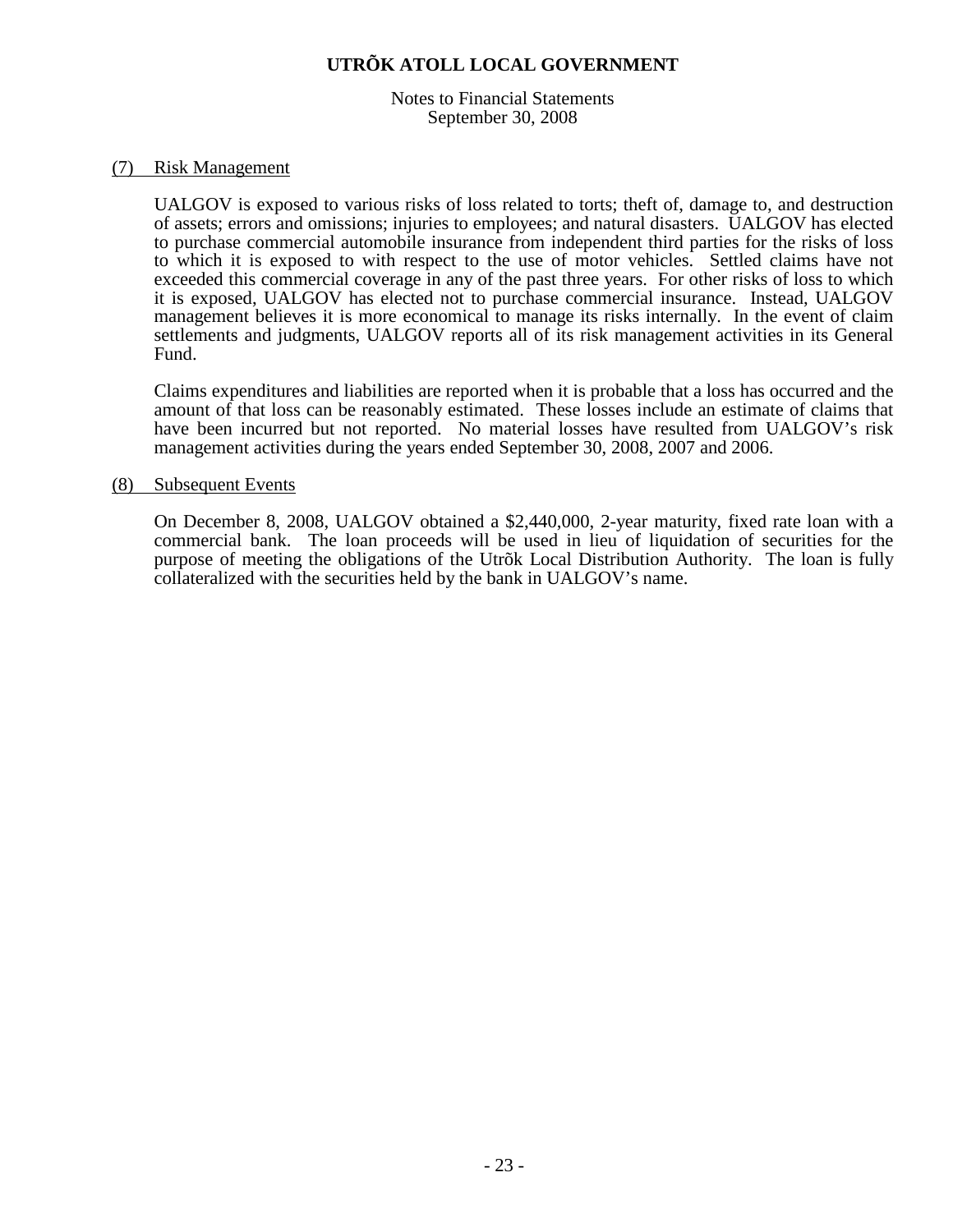# UTRÕK ATOLL LOCAL GOVERNMENT

Notes to Financial Statements
September 30, 2008

## (7) Risk Management

UALGOV is exposed to various risks of loss related to torts; theft of, damage to, and destruction of assets; errors and omissions; injuries to employees; and natural disasters. UALGOV has elected to purchase commercial automobile insurance from independent third parties for the risks of loss to which it is exposed to with respect to the use of motor vehicles. Settled claims have not exceeded this commercial coverage in any of the past three years. For other risks of loss to which it is exposed, UALGOV has elected not to purchase commercial insurance. Instead, UALGOV management believes it is more economical to manage its risks internally. In the event of claim settlements and judgments, UALGOV reports all of its risk management activities in its General Fund.

Claims expenditures and liabilities are reported when it is probable that a loss has occurred and the amount of that loss can be reasonably estimated. These losses include an estimate of claims that have been incurred but not reported. No material losses have resulted from UALGOV's risk management activities during the years ended September 30, 2008, 2007 and 2006.

## (8) Subsequent Events

On December 8, 2008, UALGOV obtained a $2,440,000, 2-year maturity, fixed rate loan with a commercial bank. The loan proceeds will be used in lieu of liquidation of securities for the purpose of meeting the obligations of the Utrõk Local Distribution Authority. The loan is fully collateralized with the securities held by the bank in UALGOV's name.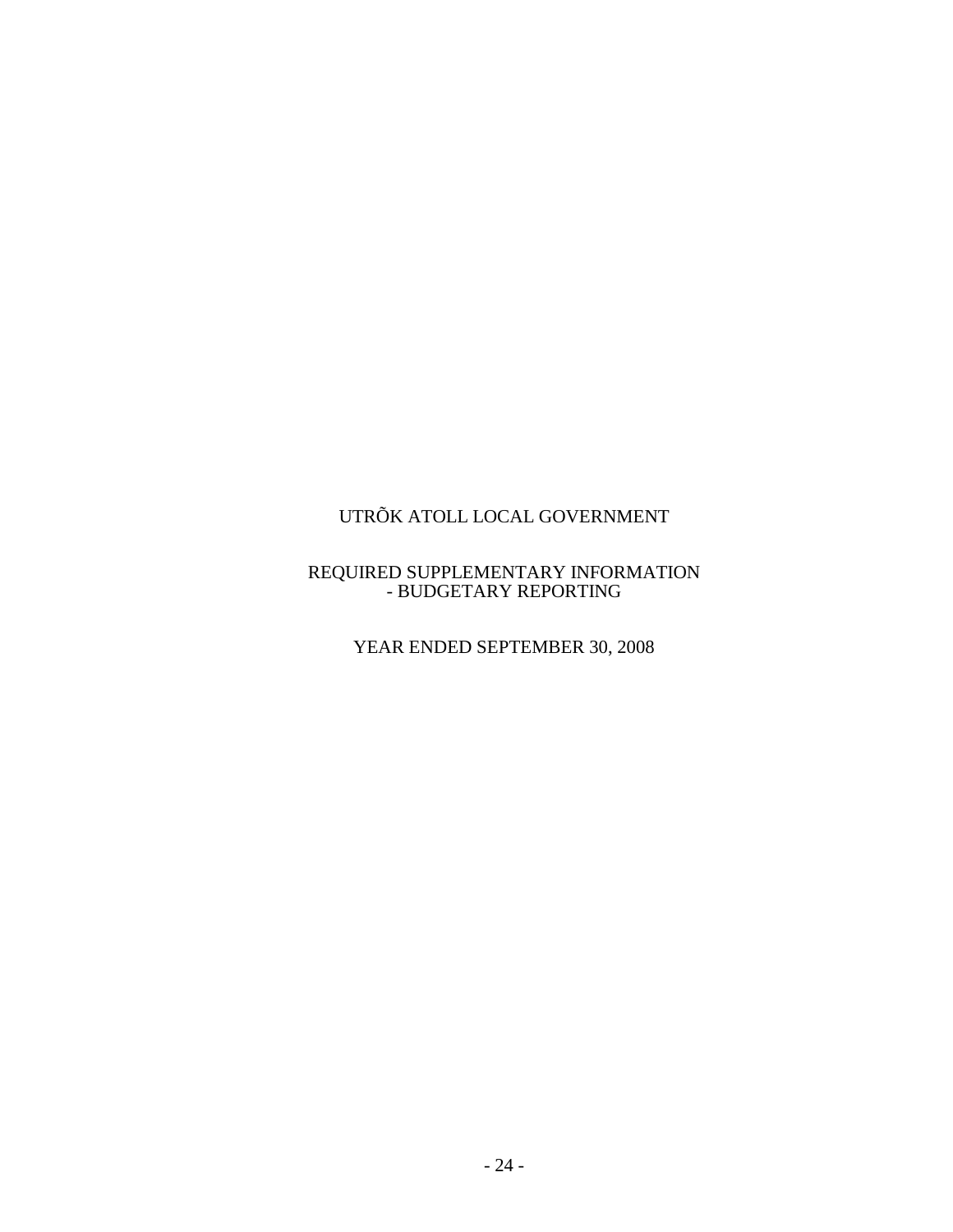# UTRÕK ATOLL LOCAL GOVERNMENT

## REQUIRED SUPPLEMENTARY INFORMATION
## - BUDGETARY REPORTING

### YEAR ENDED SEPTEMBER 30, 2008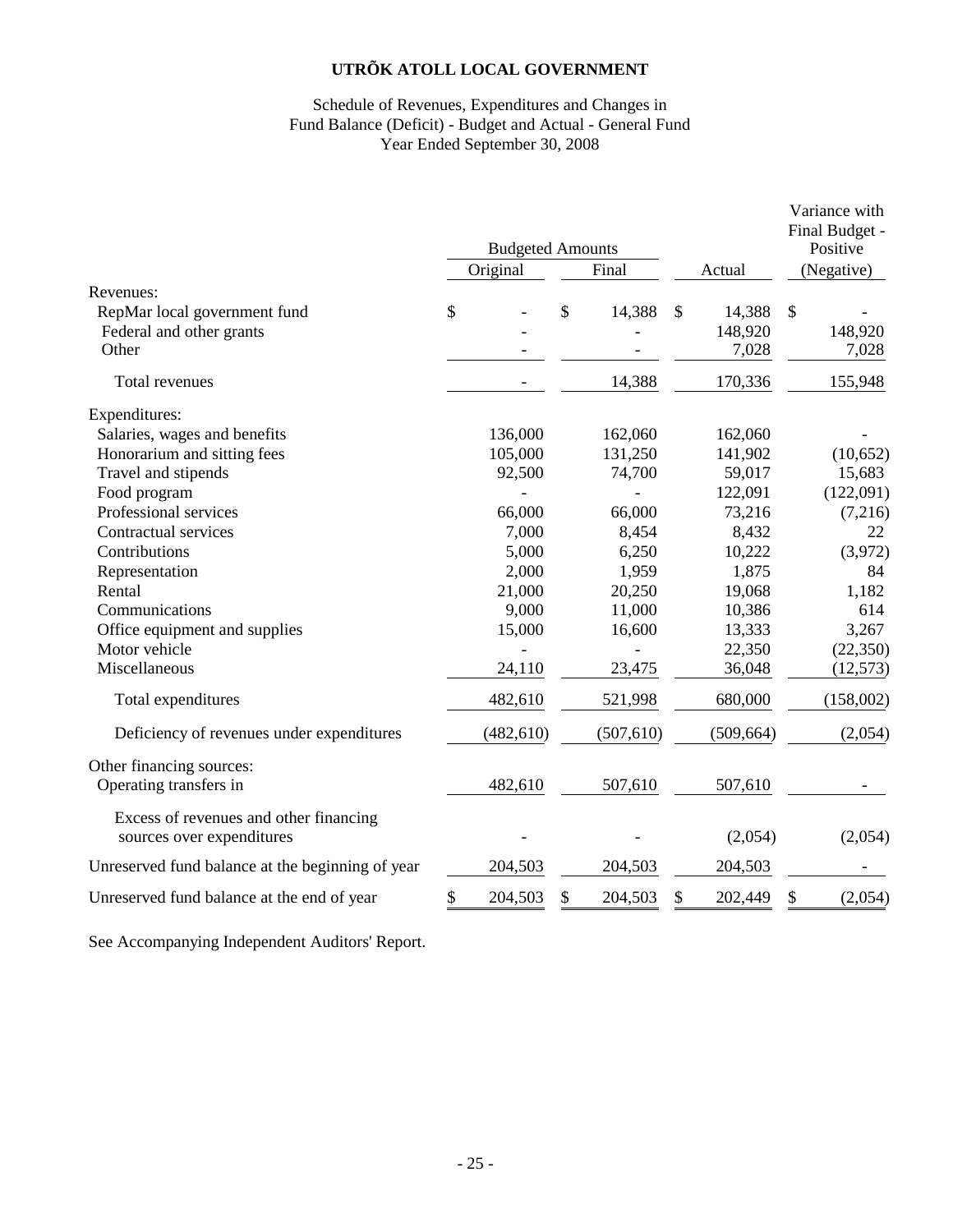# UTRÕK ATOLL LOCAL GOVERNMENT

Schedule of Revenues, Expenditures and Changes in
Fund Balance (Deficit) - Budget and Actual - General Fund
Year Ended September 30, 2008

| | Budgeted Amounts | | | Variance with Final Budget - Positive |
|---|---|---|---|---|
| | Original | Final | Actual | (Negative) |
| Revenues: | | | | |
| RepMar local government fund | $ - | $ 14,388 | $ 14,388 | $ - |
| Federal and other grants | - | - | 148,920 | 148,920 |
| Other | - | - | 7,028 | 7,028 |
| Total revenues | - | 14,388 | 170,336 | 155,948 |
| Expenditures: | | | | |
| Salaries, wages and benefits | 136,000 | 162,060 | 162,060 | - |
| Honorarium and sitting fees | 105,000 | 131,250 | 141,902 | (10,652) |
| Travel and stipends | 92,500 | 74,700 | 59,017 | 15,683 |
| Food program | - | - | 122,091 | (122,091) |
| Professional services | 66,000 | 66,000 | 73,216 | (7,216) |
| Contractual services | 7,000 | 8,454 | 8,432 | 22 |
| Contributions | 5,000 | 6,250 | 10,222 | (3,972) |
| Representation | 2,000 | 1,959 | 1,875 | 84 |
| Rental | 21,000 | 20,250 | 19,068 | 1,182 |
| Communications | 9,000 | 11,000 | 10,386 | 614 |
| Office equipment and supplies | 15,000 | 16,600 | 13,333 | 3,267 |
| Motor vehicle | - | - | 22,350 | (22,350) |
| Miscellaneous | 24,110 | 23,475 | 36,048 | (12,573) |
| Total expenditures | 482,610 | 521,998 | 680,000 | (158,002) |
| Deficiency of revenues under expenditures | (482,610) | (507,610) | (509,664) | (2,054) |
| Other financing sources: | | | | |
| Operating transfers in | 482,610 | 507,610 | 507,610 | - |
| Excess of revenues and other financing sources over expenditures | - | - | (2,054) | (2,054) |
| Unreserved fund balance at the beginning of year | 204,503 | 204,503 | 204,503 | - |
| Unreserved fund balance at the end of year | $ 204,503 | $ 204,503 | $ 202,449 | $ (2,054) |

See Accompanying Independent Auditors' Report.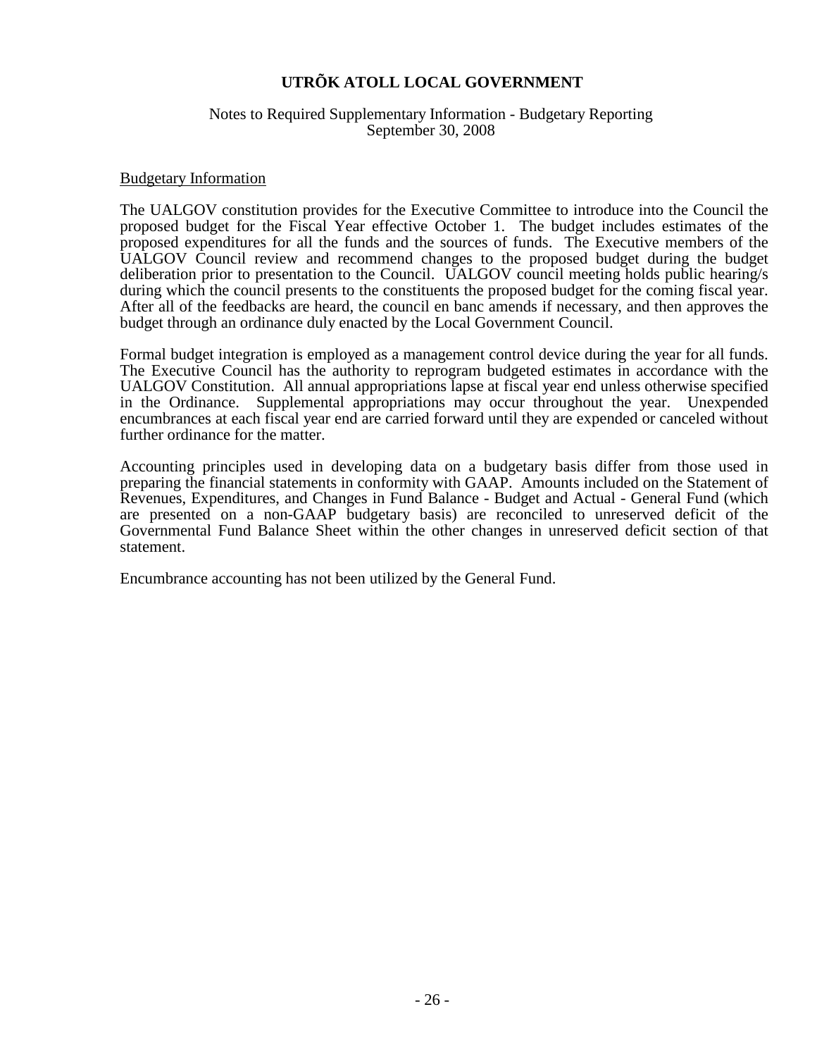# UTRÕK ATOLL LOCAL GOVERNMENT

Notes to Required Supplementary Information - Budgetary Reporting
September 30, 2008

Budgetary Information

The UALGOV constitution provides for the Executive Committee to introduce into the Council the proposed budget for the Fiscal Year effective October 1. The budget includes estimates of the proposed expenditures for all the funds and the sources of funds. The Executive members of the UALGOV Council review and recommend changes to the proposed budget during the budget deliberation prior to presentation to the Council. UALGOV council meeting holds public hearing/s during which the council presents to the constituents the proposed budget for the coming fiscal year. After all of the feedbacks are heard, the council en banc amends if necessary, and then approves the budget through an ordinance duly enacted by the Local Government Council.

Formal budget integration is employed as a management control device during the year for all funds. The Executive Council has the authority to reprogram budgeted estimates in accordance with the UALGOV Constitution. All annual appropriations lapse at fiscal year end unless otherwise specified in the Ordinance. Supplemental appropriations may occur throughout the year. Unexpended encumbrances at each fiscal year end are carried forward until they are expended or canceled without further ordinance for the matter.

Accounting principles used in developing data on a budgetary basis differ from those used in preparing the financial statements in conformity with GAAP. Amounts included on the Statement of Revenues, Expenditures, and Changes in Fund Balance - Budget and Actual - General Fund (which are presented on a non-GAAP budgetary basis) are reconciled to unreserved deficit of the Governmental Fund Balance Sheet within the other changes in unreserved deficit section of that statement.

Encumbrance accounting has not been utilized by the General Fund.